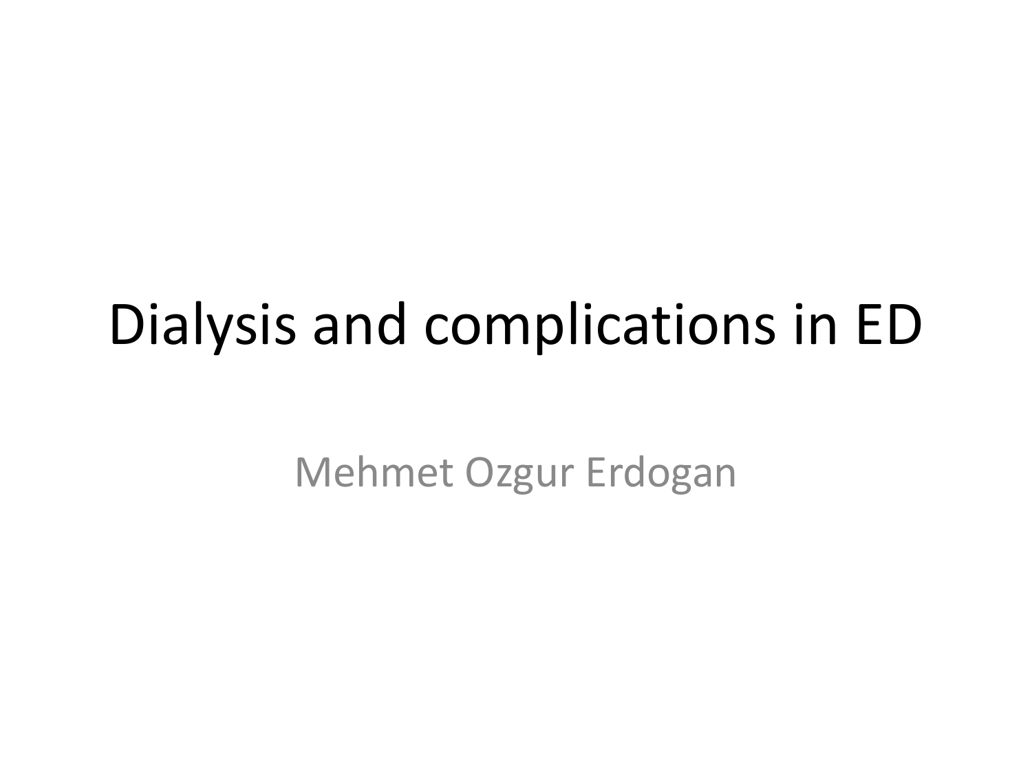# Dialysis and complications in ED

Mehmet Ozgur Erdogan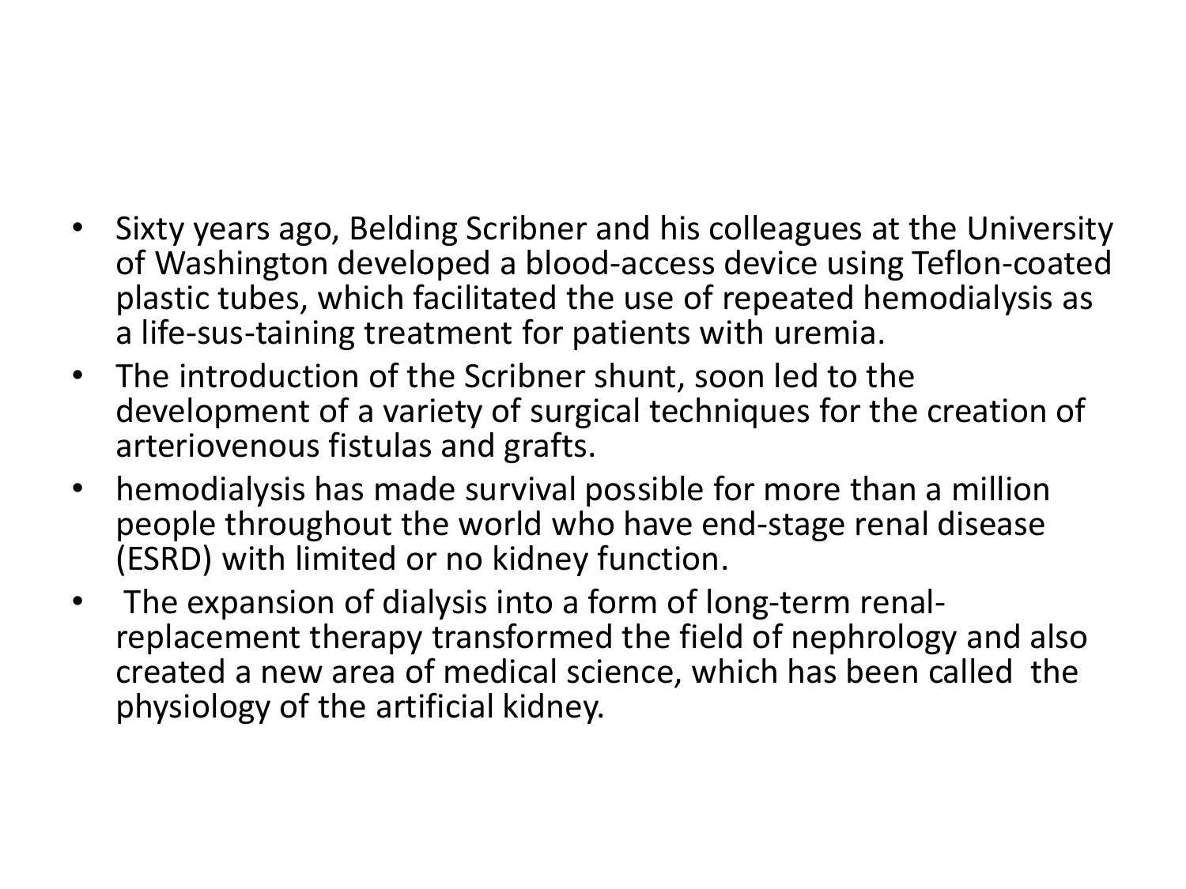- Sixty years ago, Belding Scribner and his colleagues at the University of Washington developed a blood-access device using Teflon-coated plastic tubes, which facilitated the use of repeated hemodialysis as a life-sus-taining treatment for patients with uremia.
- The introduction of the Scribner shunt, soon led to the development of a variety of surgical techniques for the creation of arteriovenous fistulas and grafts.
- hemodialysis has made survival possible for more than a million people throughout the world who have end-stage renal disease (ESRD) with limited or no kidney function.
- The expansion of dialysis into a form of long-term renal-replacement therapy transformed the field of nephrology and also created a new area of medical science, which has been called the physiology of the artificial kidney.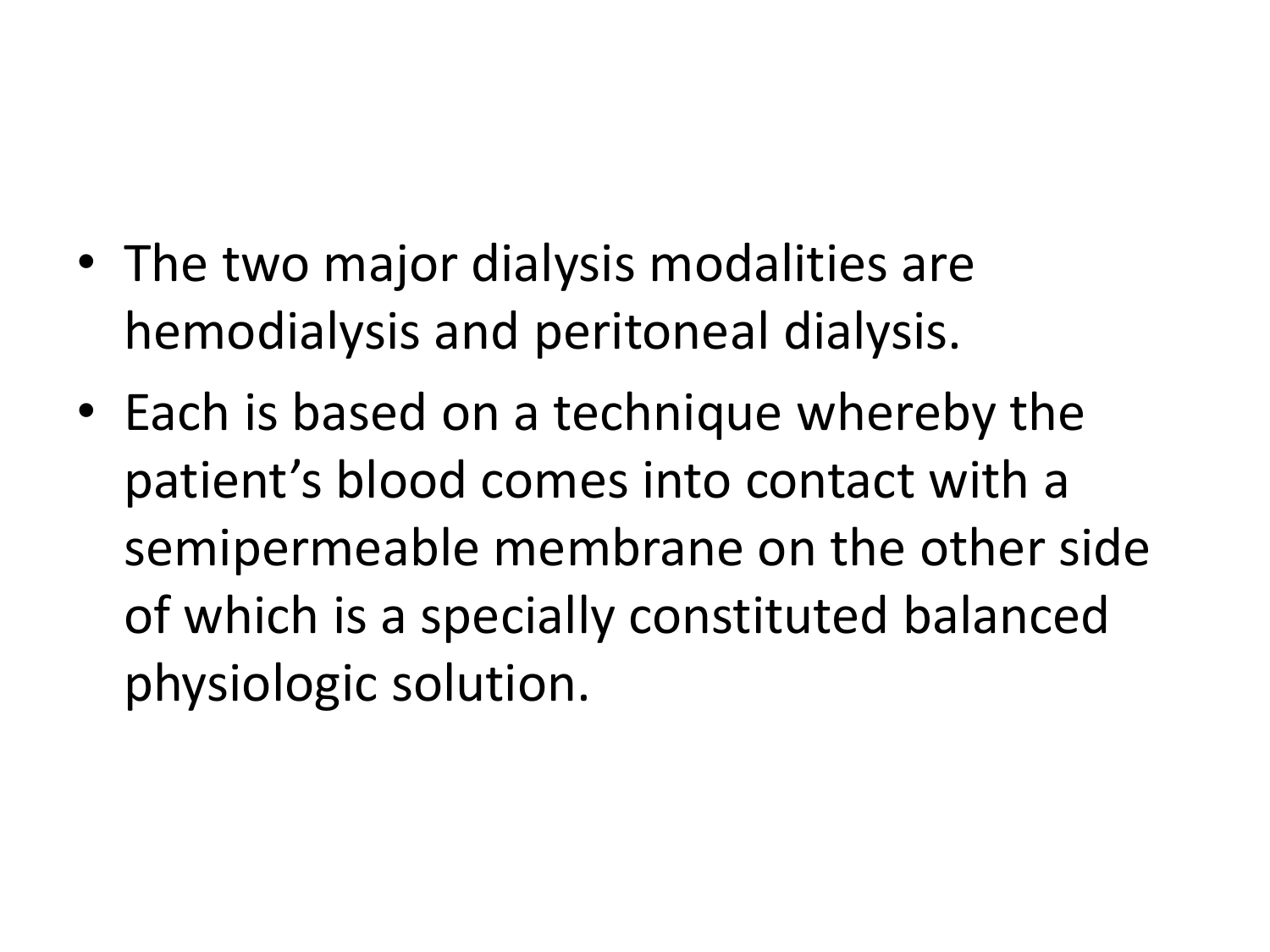- The two major dialysis modalities are hemodialysis and peritoneal dialysis.
- Each is based on a technique whereby the patient's blood comes into contact with a semipermeable membrane on the other side of which is a specially constituted balanced physiologic solution.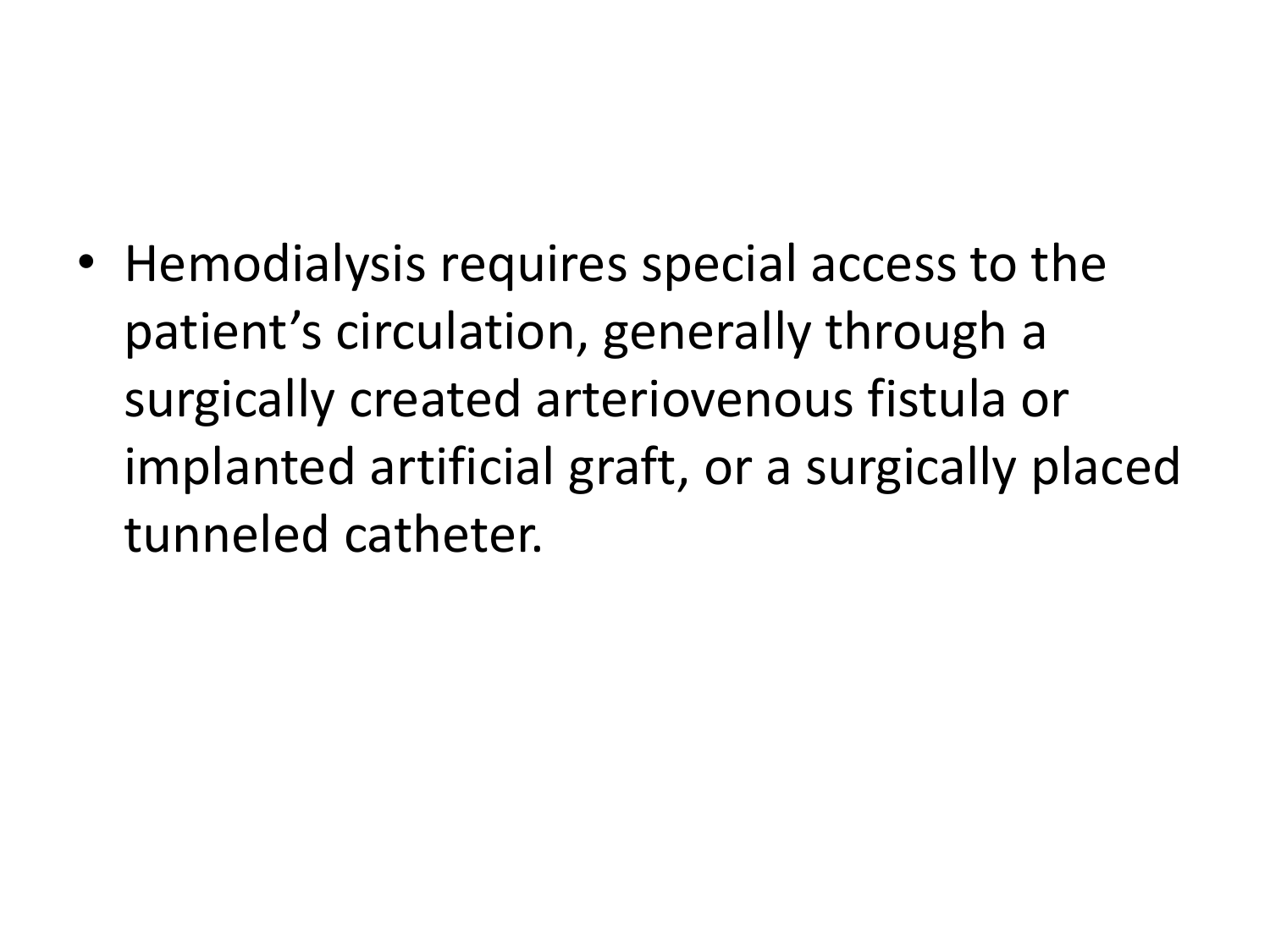- Hemodialysis requires special access to the patient’s circulation, generally through a surgically created arteriovenous fistula or implanted artificial graft, or a surgically placed tunneled catheter.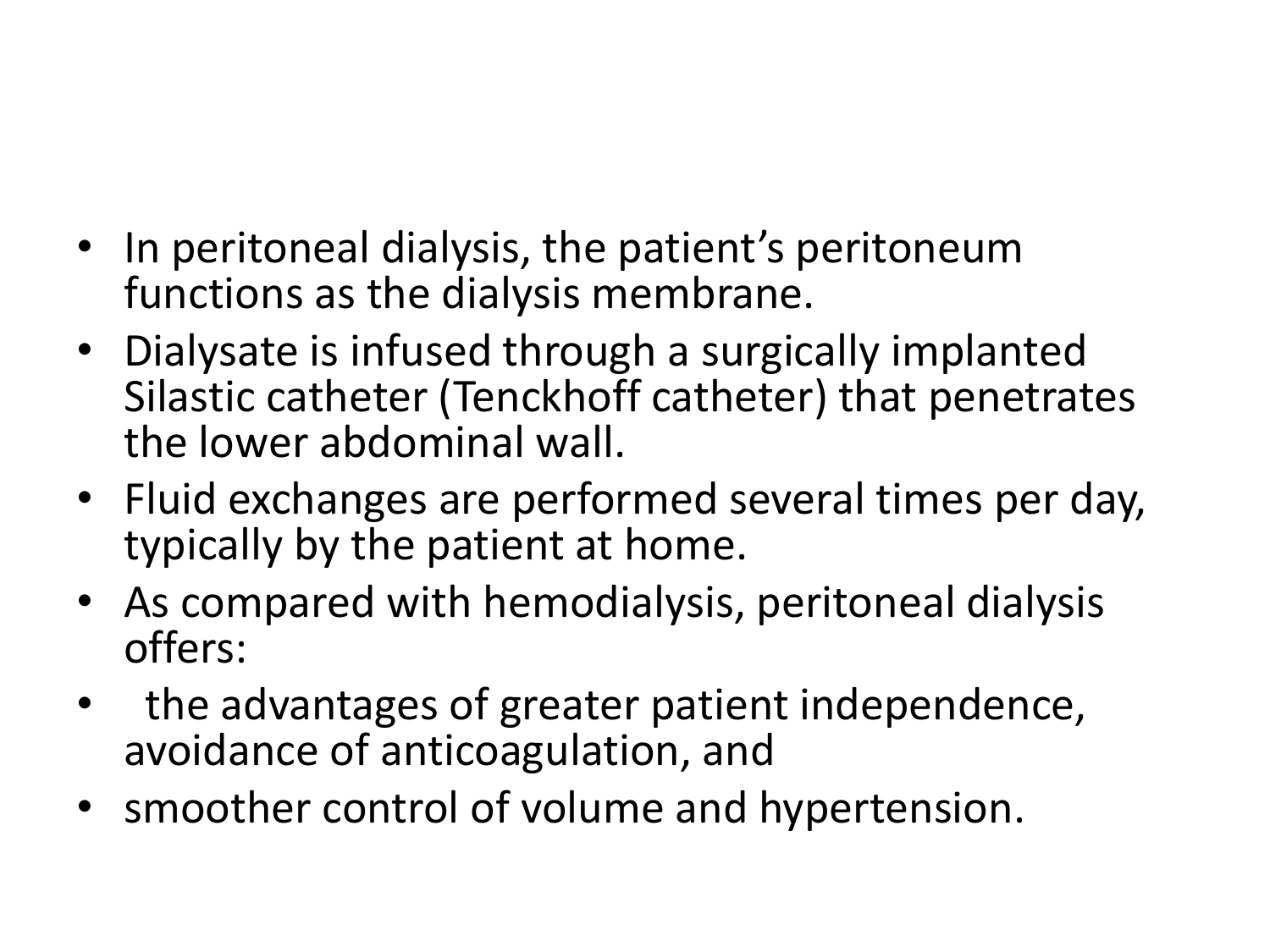- In peritoneal dialysis, the patient's peritoneum functions as the dialysis membrane.
- Dialysate is infused through a surgically implanted Silastic catheter (Tenckhoff catheter) that penetrates the lower abdominal wall.
- Fluid exchanges are performed several times per day, typically by the patient at home.
- As compared with hemodialysis, peritoneal dialysis offers:
- the advantages of greater patient independence, avoidance of anticoagulation, and
- smoother control of volume and hypertension.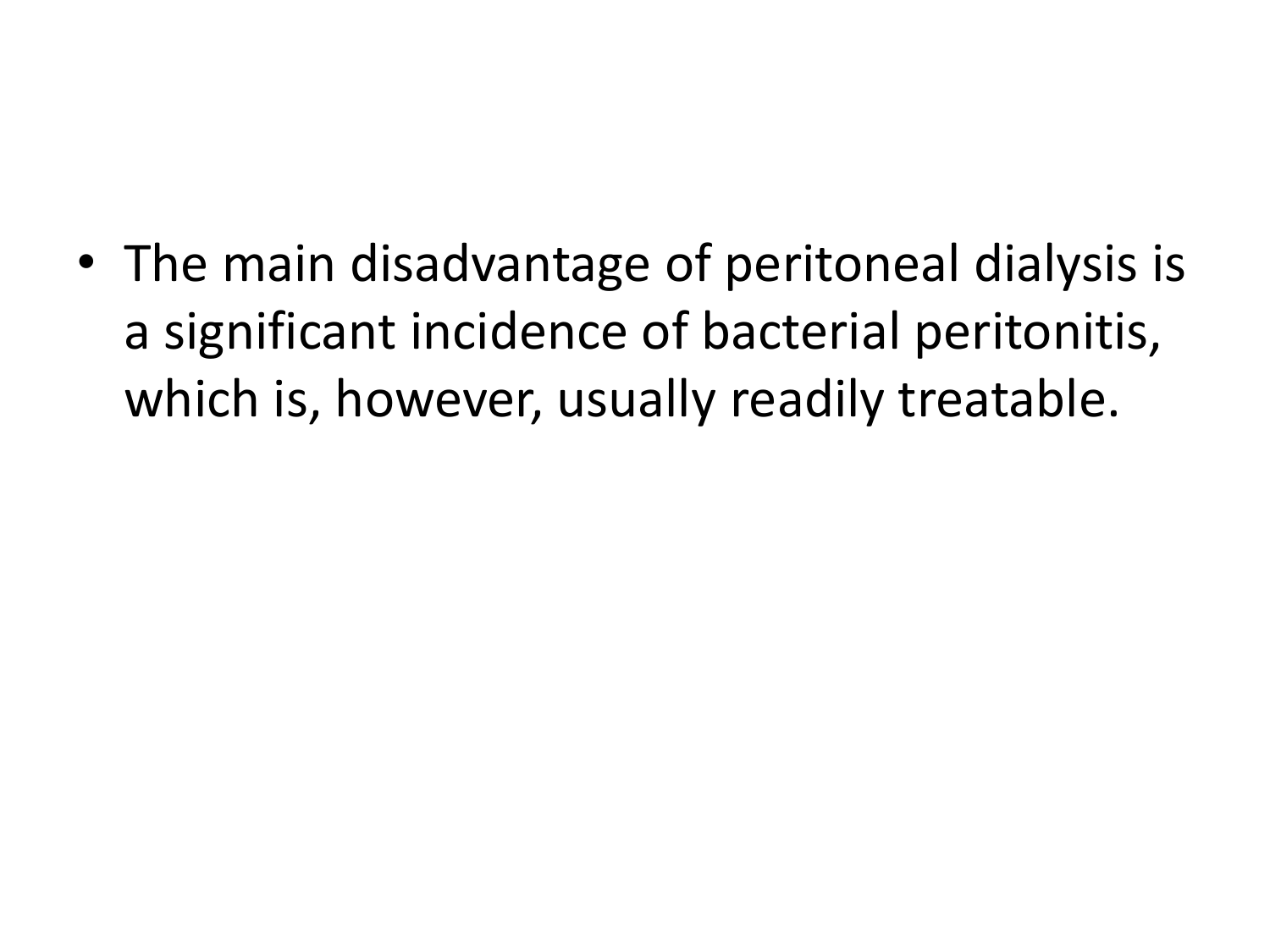- The main disadvantage of peritoneal dialysis is a significant incidence of bacterial peritonitis, which is, however, usually readily treatable.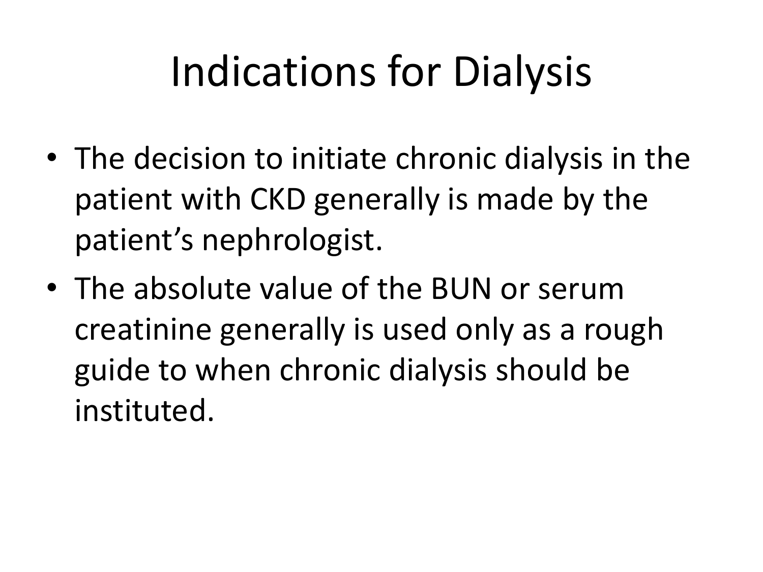# Indications for Dialysis

- The decision to initiate chronic dialysis in the patient with CKD generally is made by the patient's nephrologist.
- The absolute value of the BUN or serum creatinine generally is used only as a rough guide to when chronic dialysis should be instituted.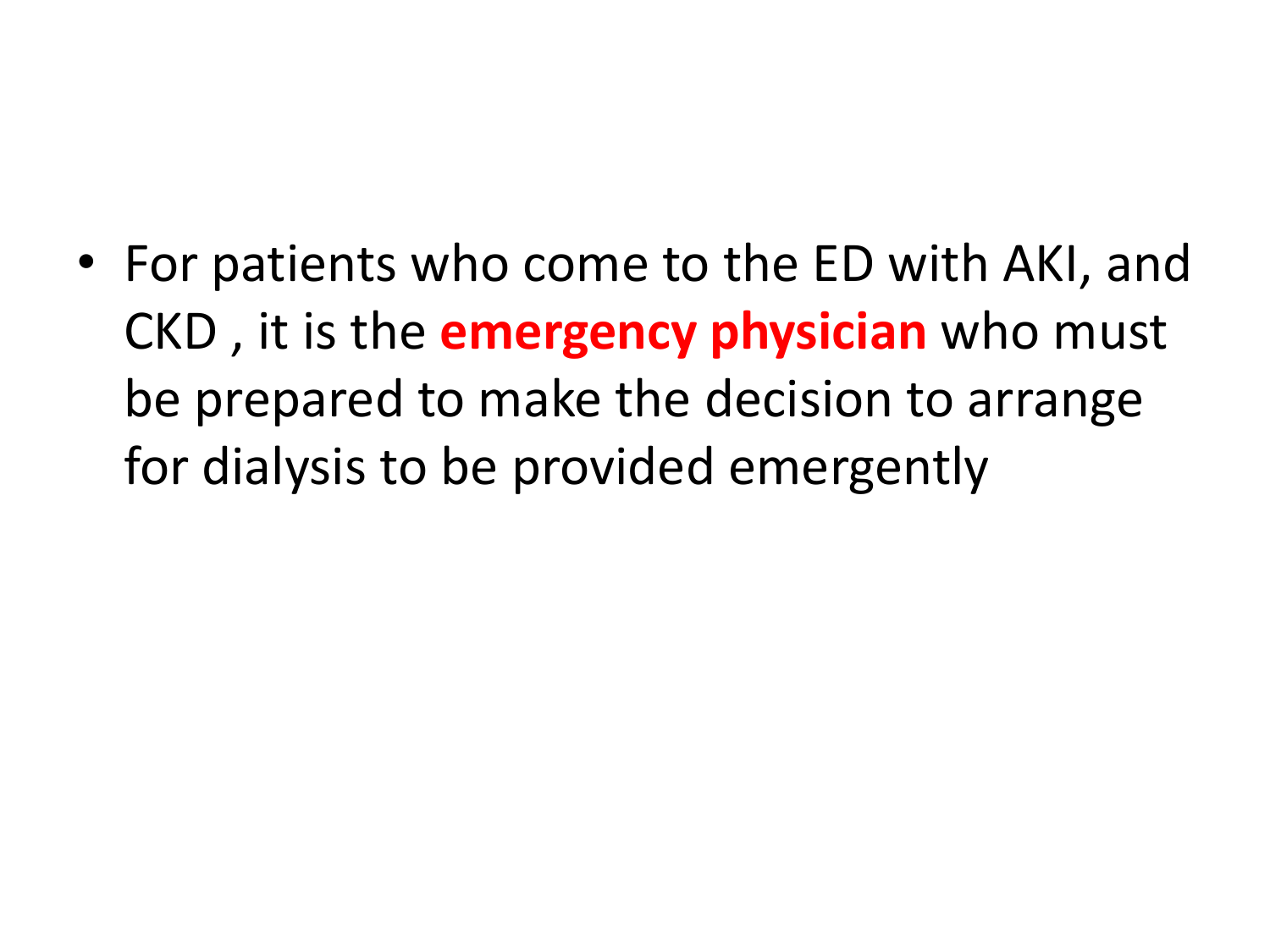- For patients who come to the ED with AKI, and CKD , it is the **emergency physician** who must be prepared to make the decision to arrange for dialysis to be provided emergently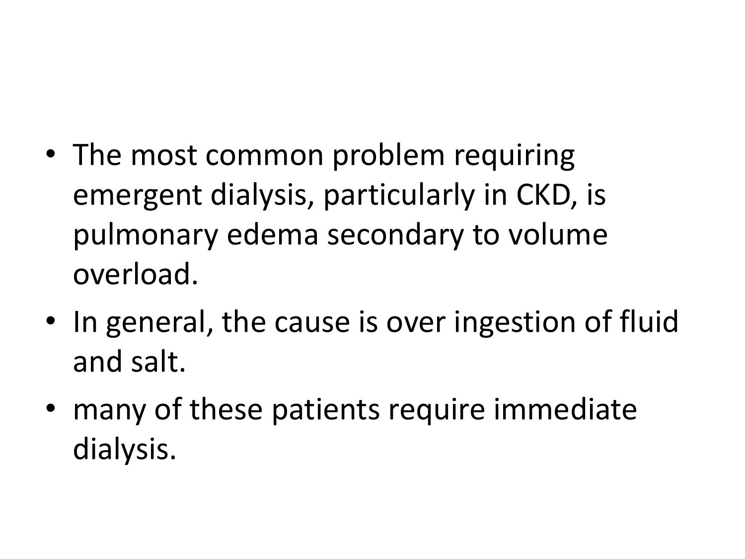- The most common problem requiring emergent dialysis, particularly in CKD, is pulmonary edema secondary to volume overload.
- In general, the cause is over ingestion of fluid and salt.
- many of these patients require immediate dialysis.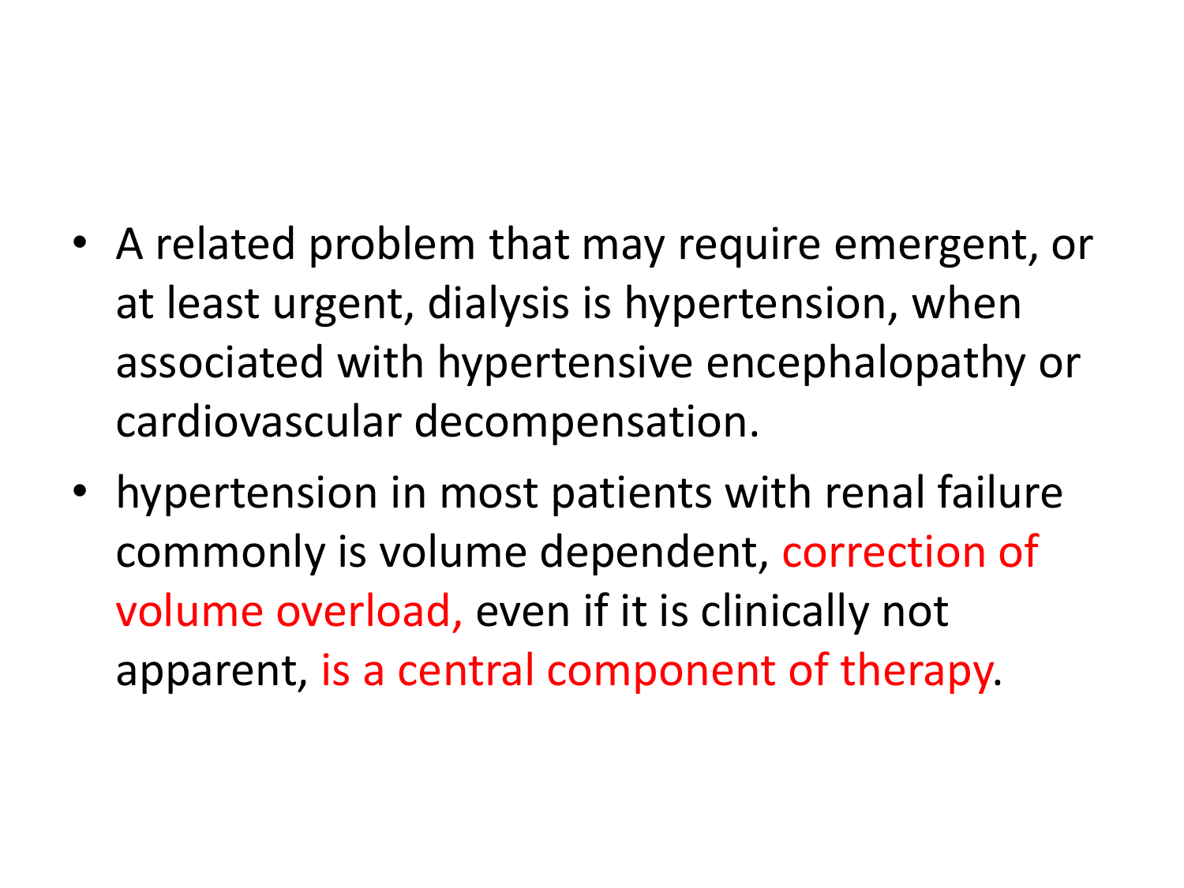- A related problem that may require emergent, or at least urgent, dialysis is hypertension, when associated with hypertensive encephalopathy or cardiovascular decompensation.
- hypertension in most patients with renal failure commonly is volume dependent, correction of volume overload, even if it is clinically not apparent, is a central component of therapy.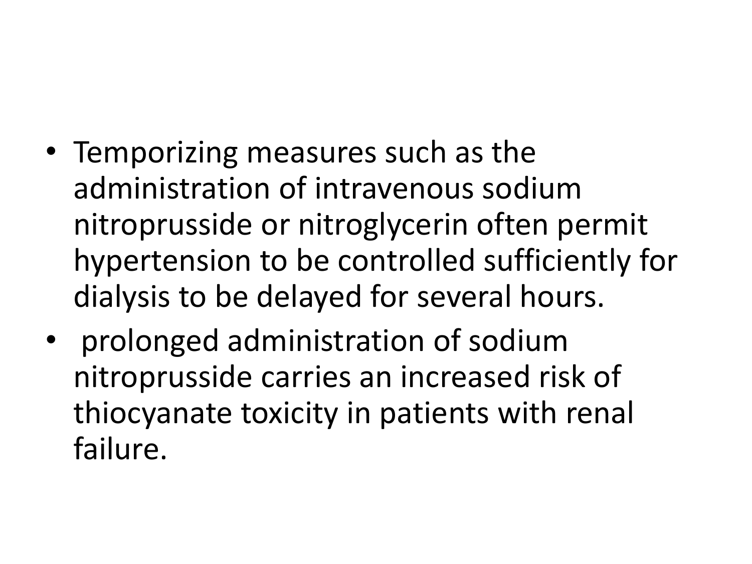- Temporizing measures such as the administration of intravenous sodium nitroprusside or nitroglycerin often permit hypertension to be controlled sufficiently for dialysis to be delayed for several hours.
- prolonged administration of sodium nitroprusside carries an increased risk of thiocyanate toxicity in patients with renal failure.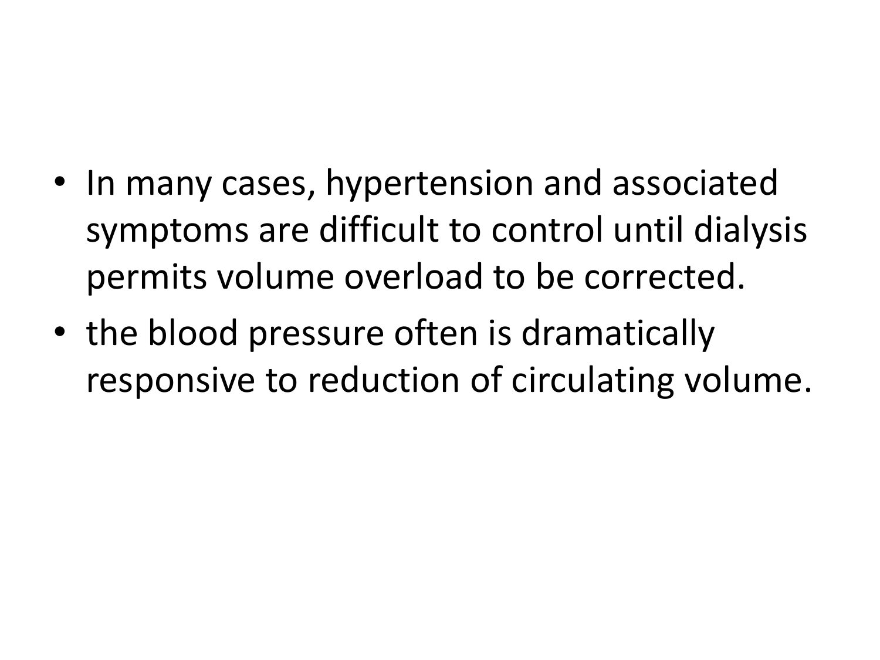- In many cases, hypertension and associated symptoms are difficult to control until dialysis permits volume overload to be corrected.
- the blood pressure often is dramatically responsive to reduction of circulating volume.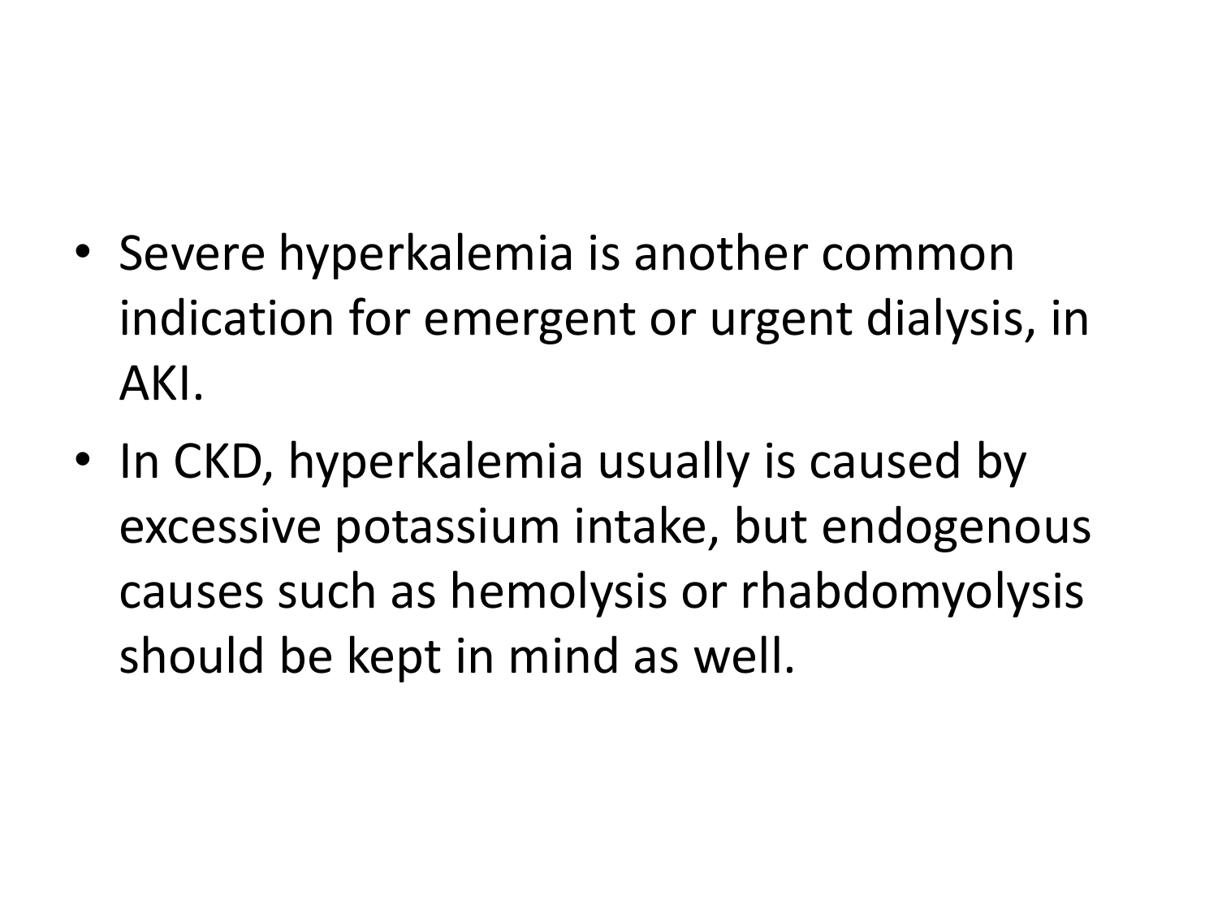- Severe hyperkalemia is another common indication for emergent or urgent dialysis, in AKI.
- In CKD, hyperkalemia usually is caused by excessive potassium intake, but endogenous causes such as hemolysis or rhabdomyolysis should be kept in mind as well.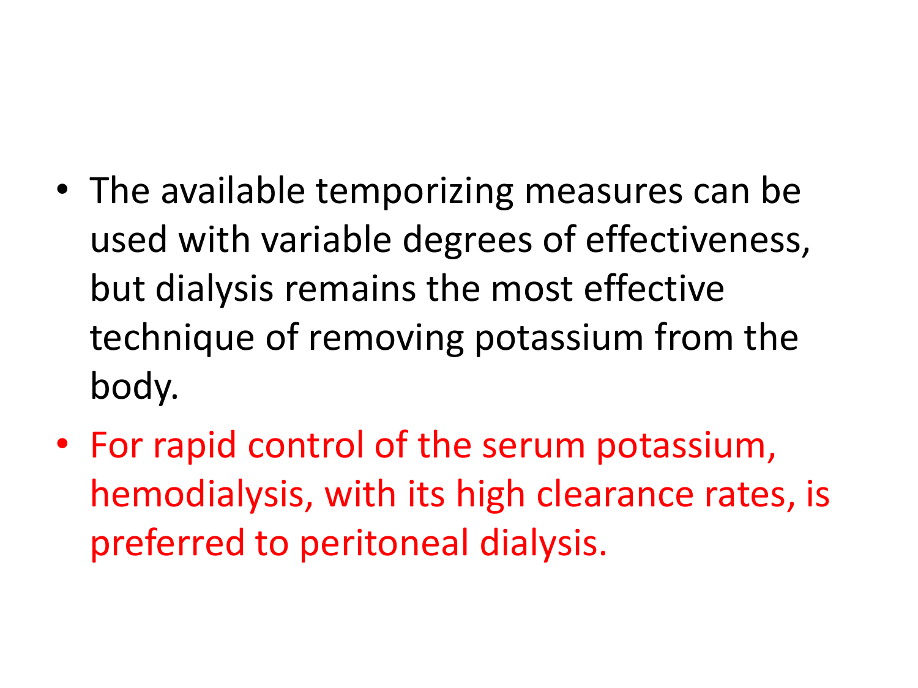- The available temporizing measures can be used with variable degrees of effectiveness, but dialysis remains the most effective technique of removing potassium from the body.
- For rapid control of the serum potassium, hemodialysis, with its high clearance rates, is preferred to peritoneal dialysis.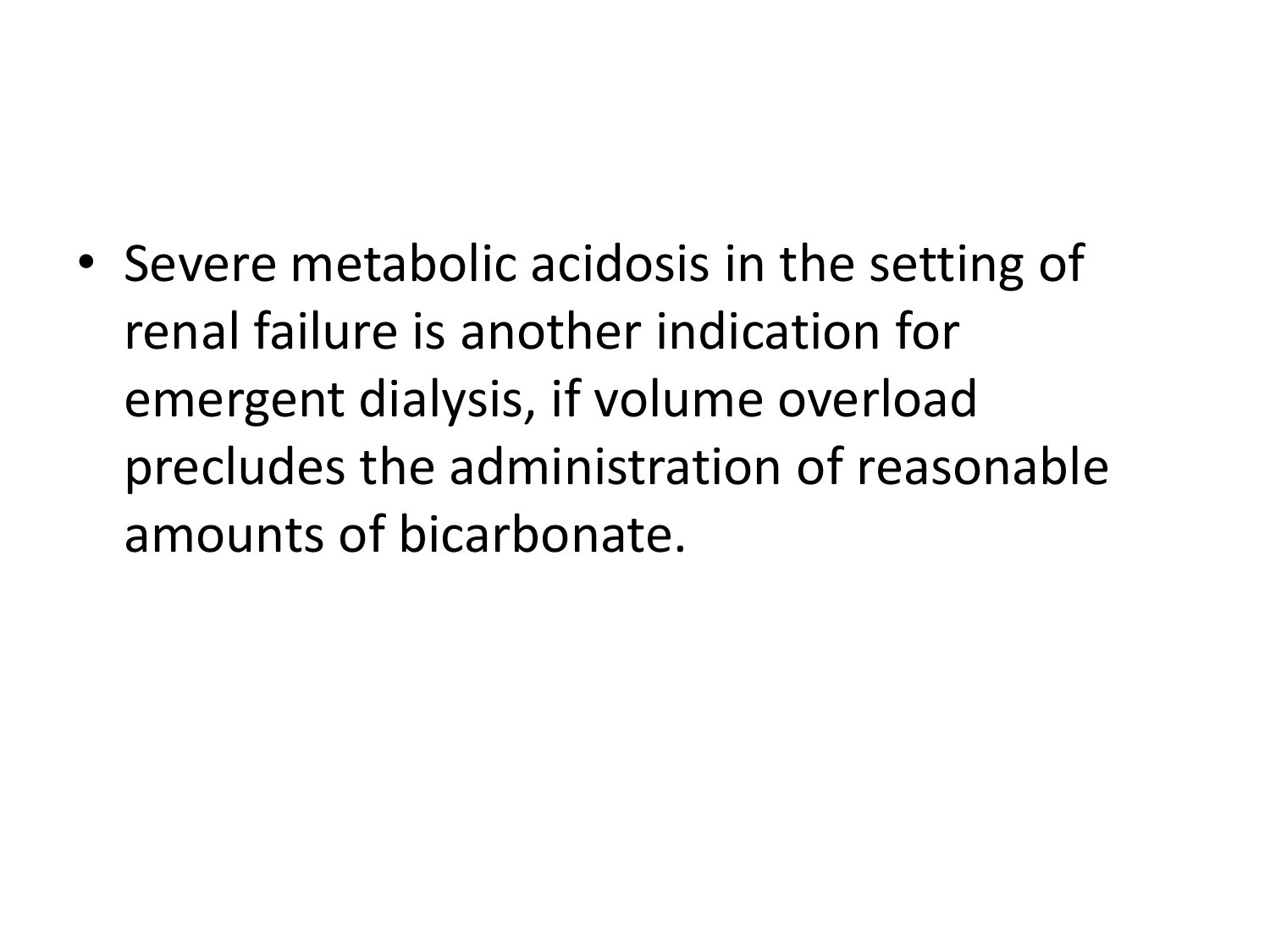- Severe metabolic acidosis in the setting of renal failure is another indication for emergent dialysis, if volume overload precludes the administration of reasonable amounts of bicarbonate.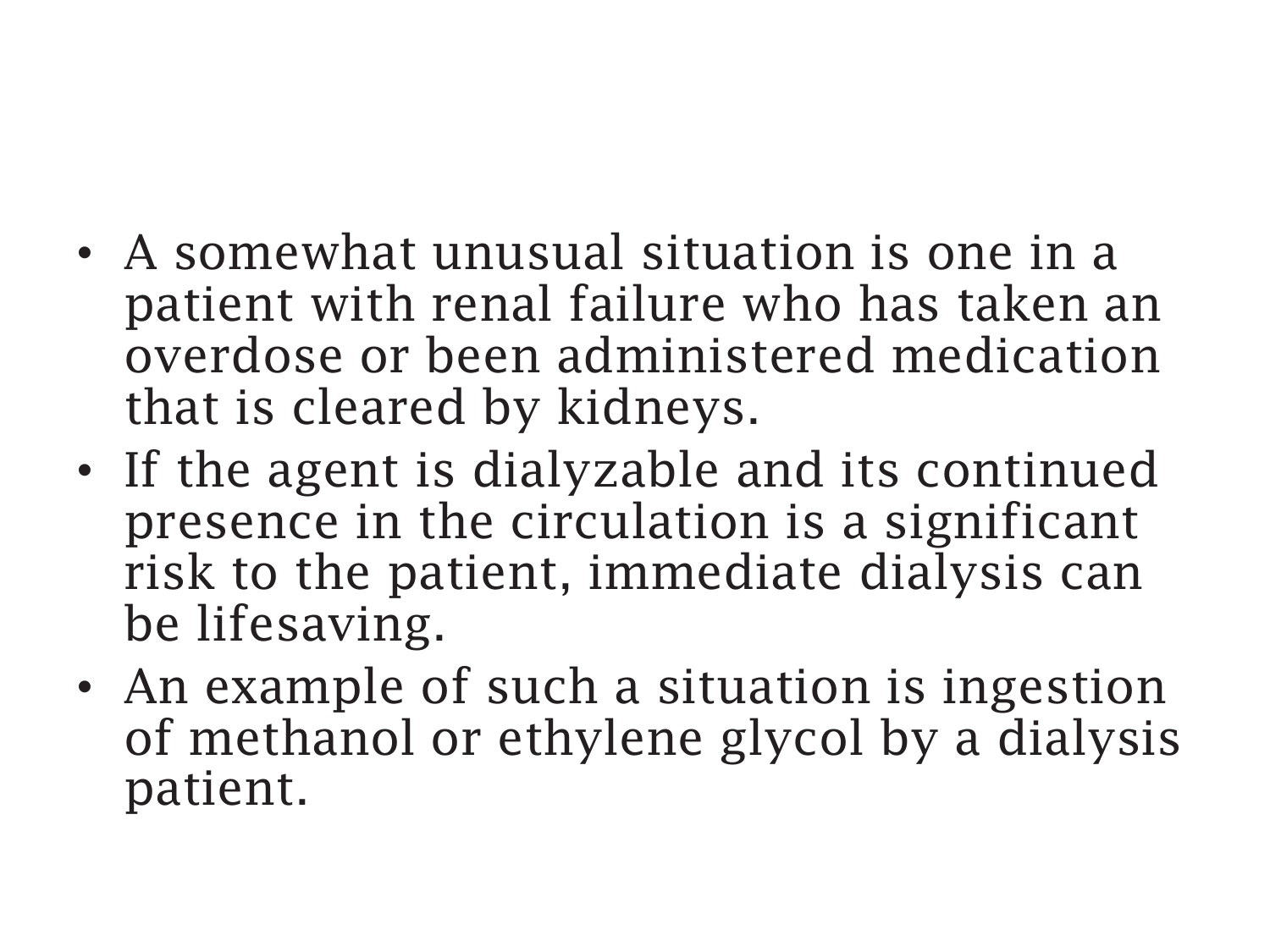- A somewhat unusual situation is one in a patient with renal failure who has taken an overdose or been administered medication that is cleared by kidneys.
- If the agent is dialyzable and its continued presence in the circulation is a significant risk to the patient, immediate dialysis can be lifesaving.
- An example of such a situation is ingestion of methanol or ethylene glycol by a dialysis patient.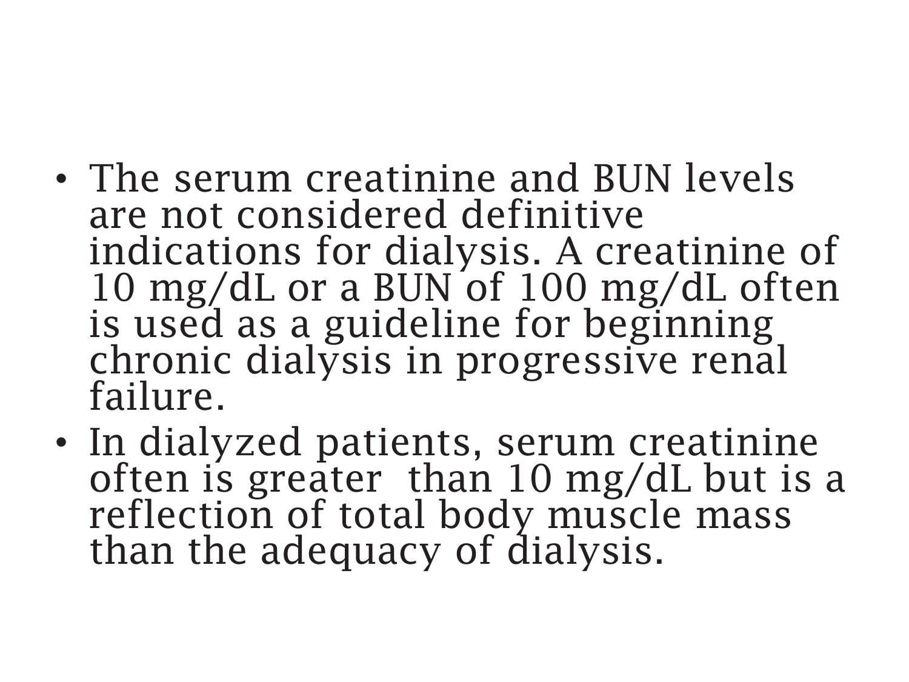- The serum creatinine and BUN levels are not considered definitive indications for dialysis. A creatinine of 10 mg/dL or a BUN of 100 mg/dL often is used as a guideline for beginning chronic dialysis in progressive renal failure.
- In dialyzed patients, serum creatinine often is greater  than 10 mg/dL but is a reflection of total body muscle mass than the adequacy of dialysis.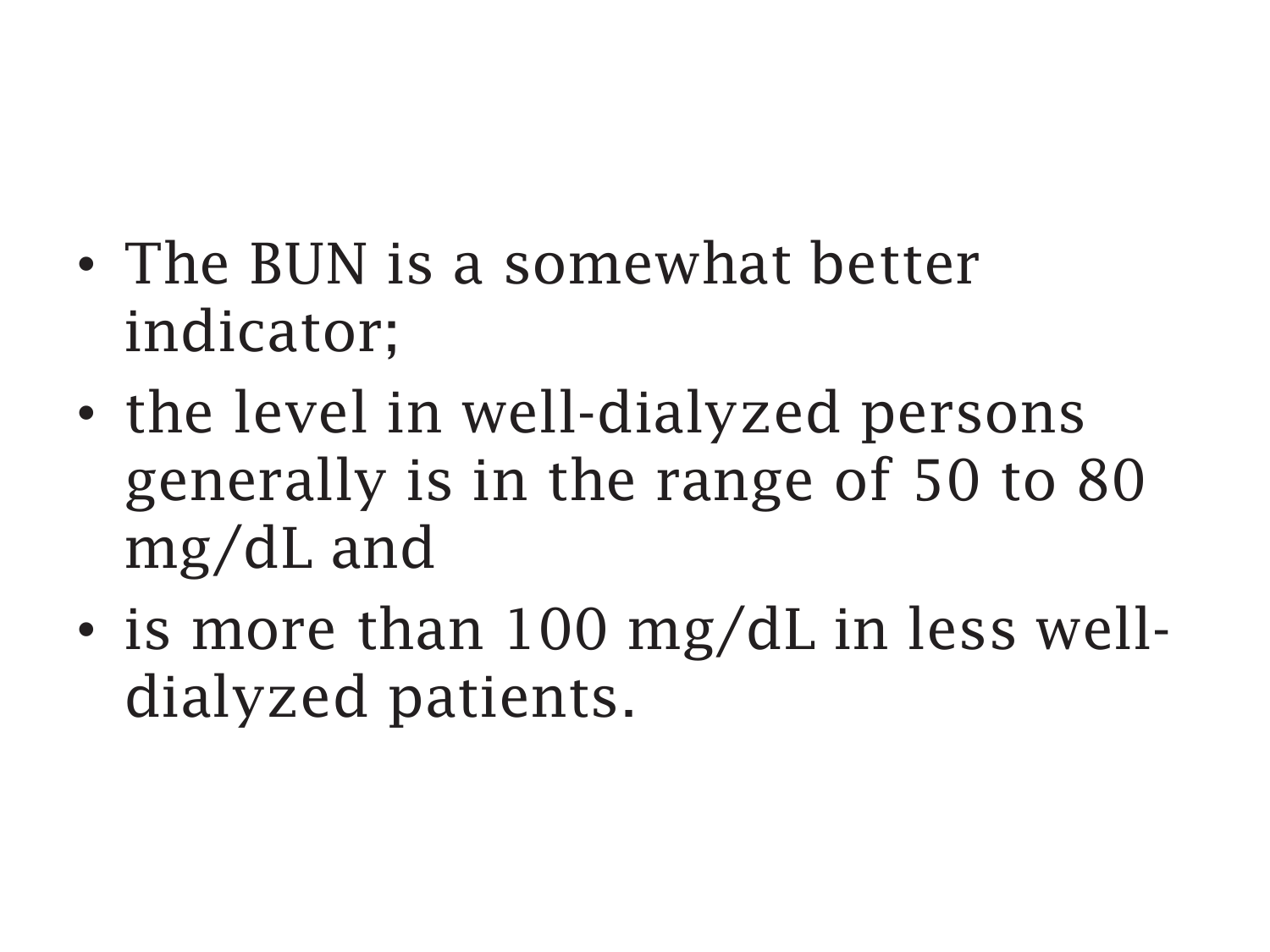- The BUN is a somewhat better indicator;
- the level in well-dialyzed persons generally is in the range of 50 to 80 mg/dL and
- is more than 100 mg/dL in less well-dialyzed patients.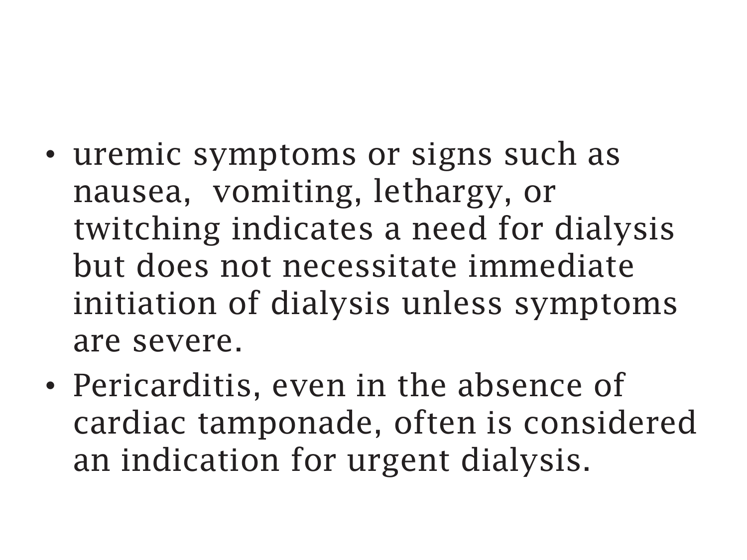- uremic symptoms or signs such as nausea, vomiting, lethargy, or twitching indicates a need for dialysis but does not necessitate immediate initiation of dialysis unless symptoms are severe.
- Pericarditis, even in the absence of cardiac tamponade, often is considered an indication for urgent dialysis.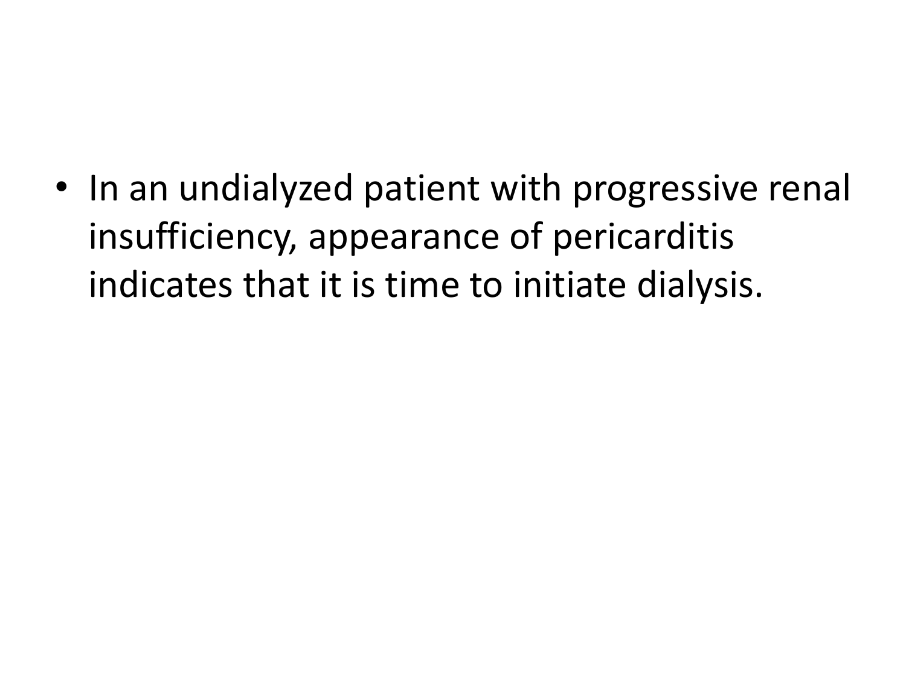- In an undialyzed patient with progressive renal insufficiency, appearance of pericarditis indicates that it is time to initiate dialysis.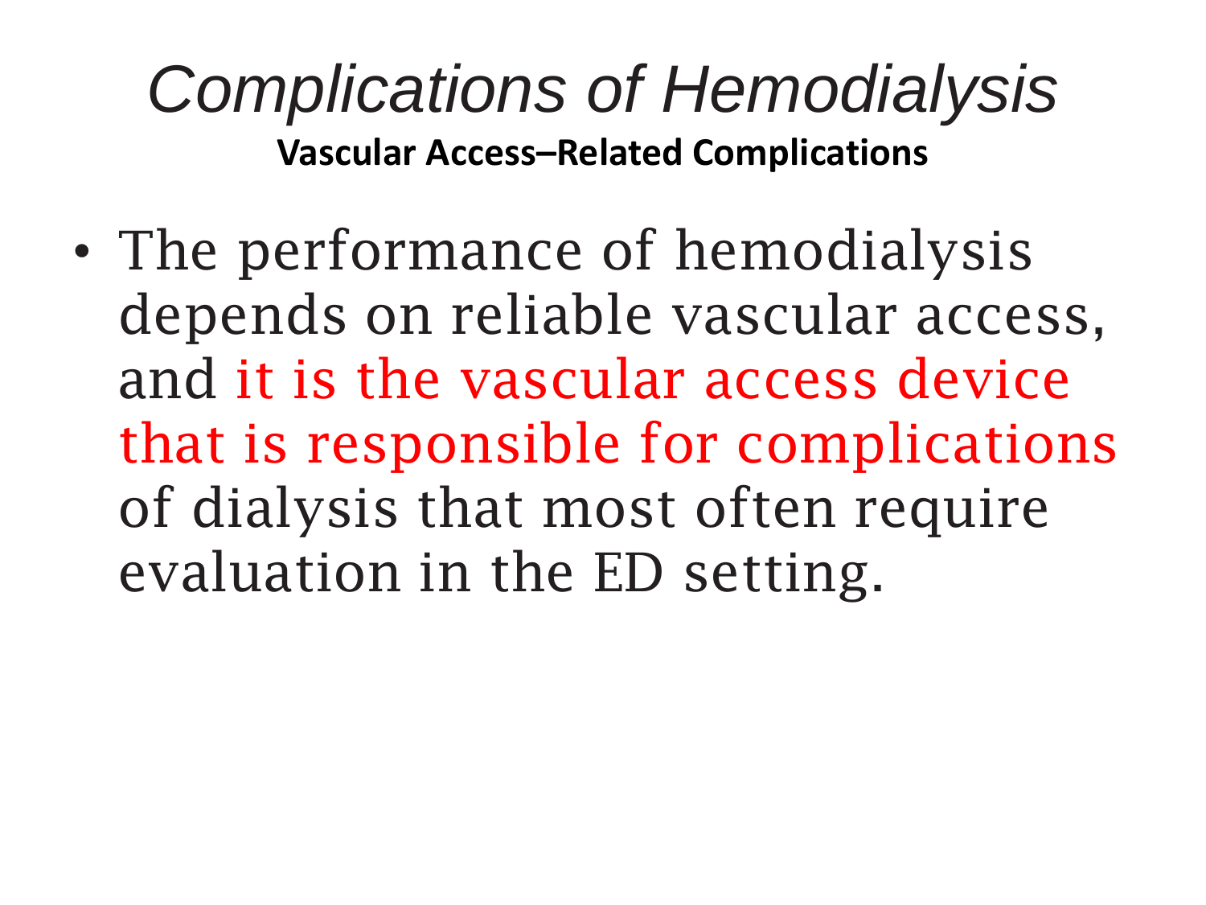# *Complications of Hemodialysis*

**Vascular Access–Related Complications**

- The performance of hemodialysis depends on reliable vascular access, and it is the vascular access device that is responsible for complications of dialysis that most often require evaluation in the ED setting.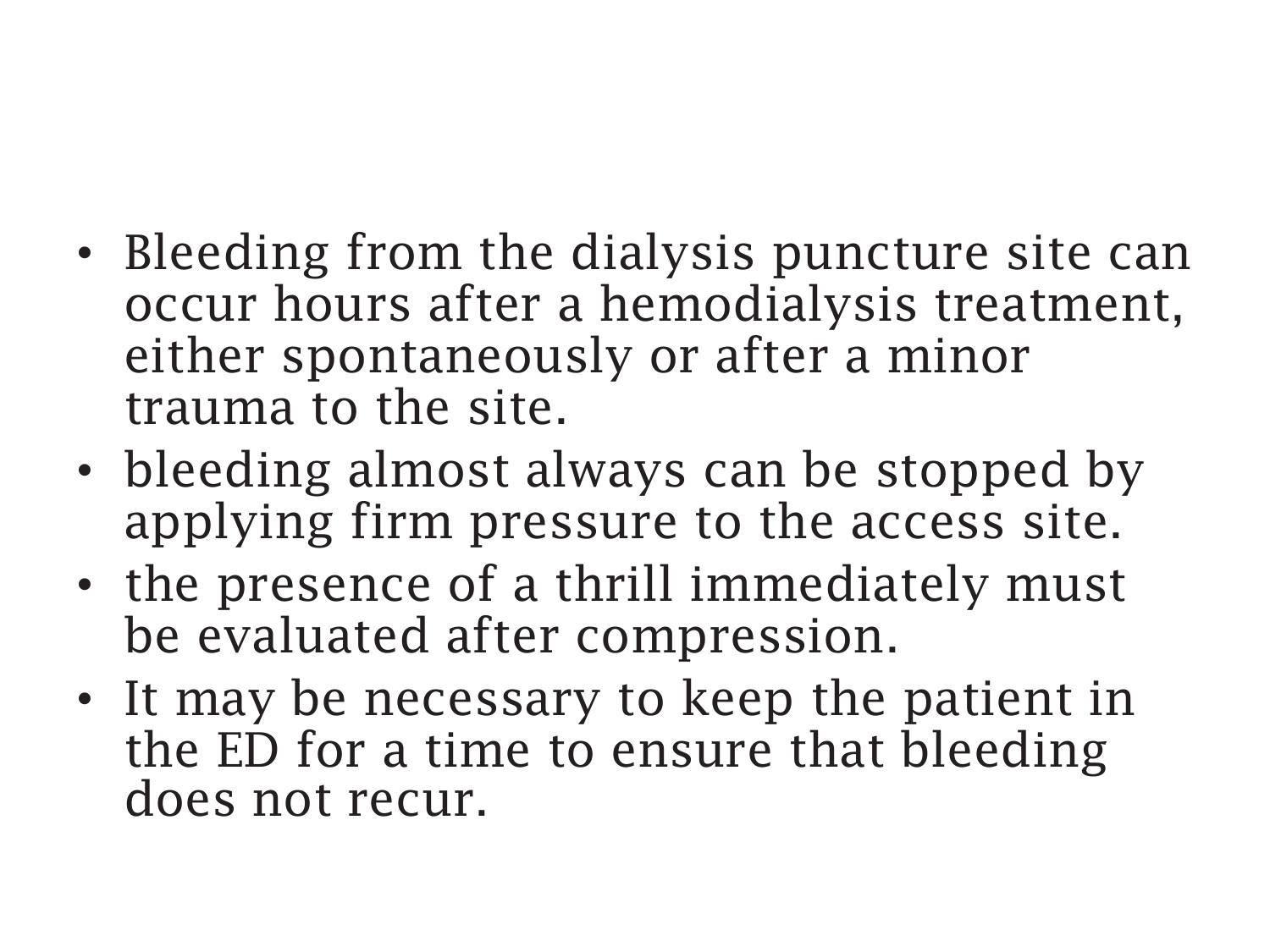- Bleeding from the dialysis puncture site can occur hours after a hemodialysis treatment, either spontaneously or after a minor trauma to the site.
- bleeding almost always can be stopped by applying firm pressure to the access site.
- the presence of a thrill immediately must be evaluated after compression.
- It may be necessary to keep the patient in the ED for a time to ensure that bleeding does not recur.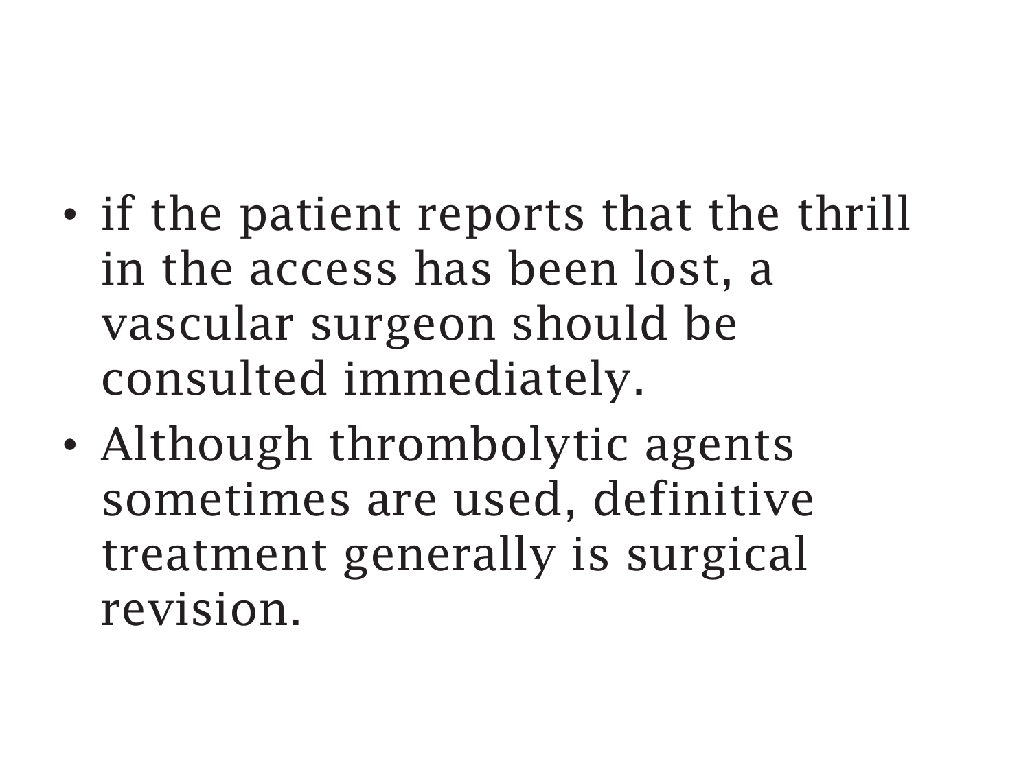- if the patient reports that the thrill in the access has been lost, a vascular surgeon should be consulted immediately.
- Although thrombolytic agents sometimes are used, definitive treatment generally is surgical revision.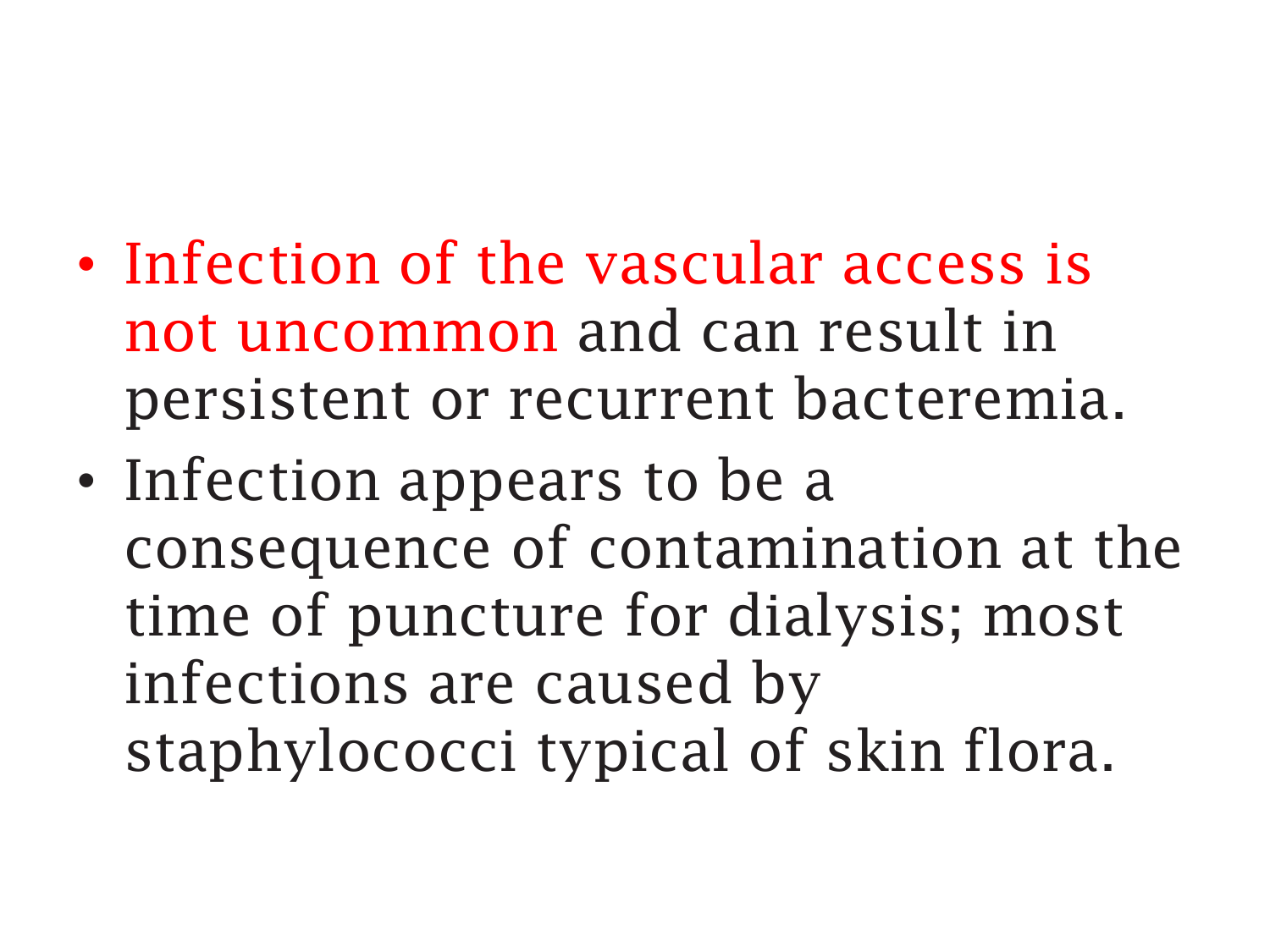- Infection of the vascular access is not uncommon and can result in persistent or recurrent bacteremia.
- Infection appears to be a consequence of contamination at the time of puncture for dialysis; most infections are caused by staphylococci typical of skin flora.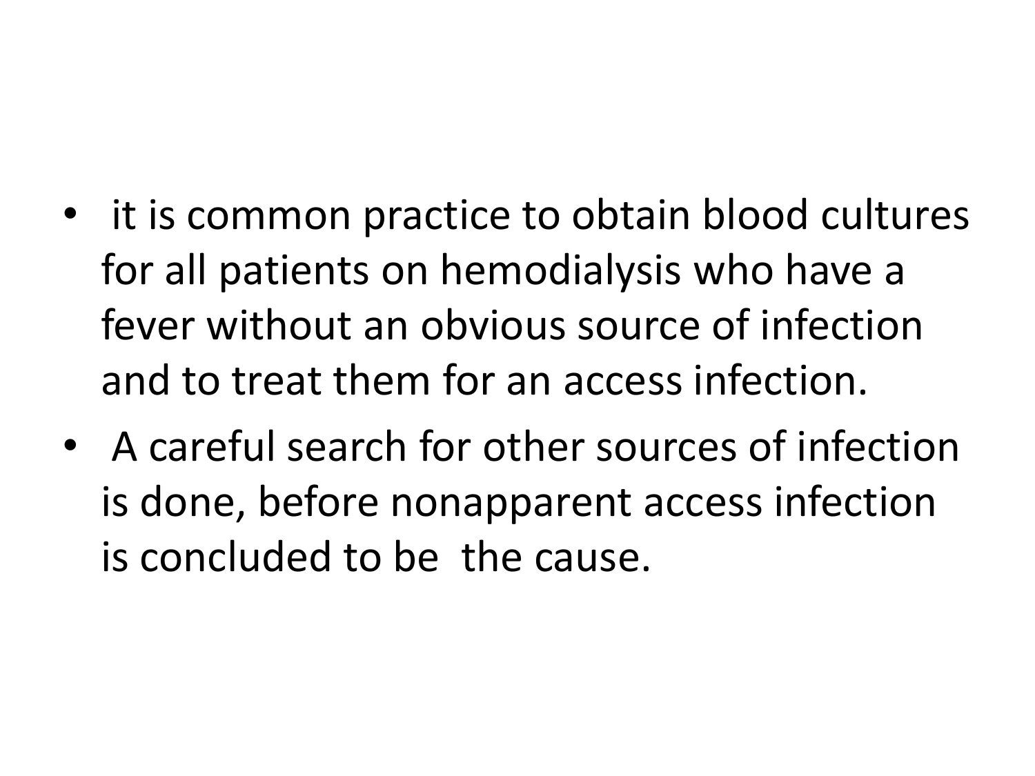- it is common practice to obtain blood cultures for all patients on hemodialysis who have a fever without an obvious source of infection and to treat them for an access infection.
- A careful search for other sources of infection is done, before nonapparent access infection is concluded to be the cause.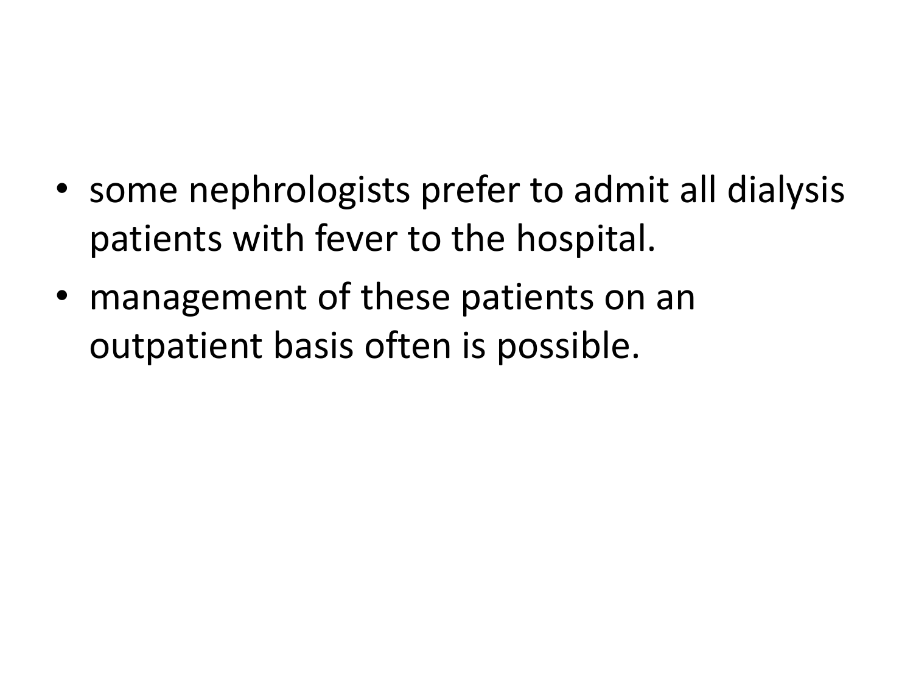- some nephrologists prefer to admit all dialysis patients with fever to the hospital.
- management of these patients on an outpatient basis often is possible.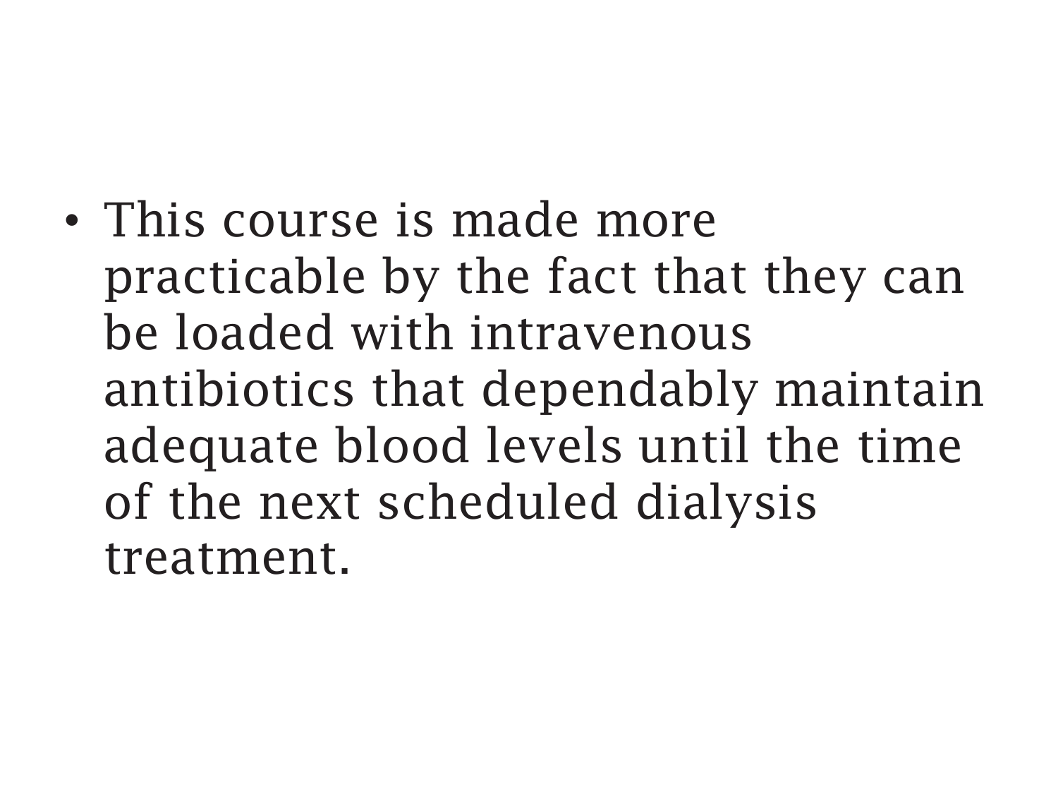- This course is made more practicable by the fact that they can be loaded with intravenous antibiotics that dependably maintain adequate blood levels until the time of the next scheduled dialysis treatment.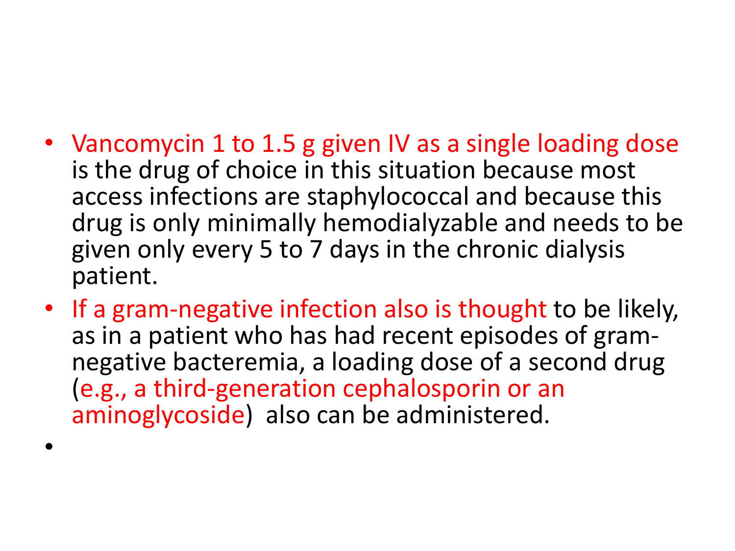- Vancomycin 1 to 1.5 g given IV as a single loading dose is the drug of choice in this situation because most access infections are staphylococcal and because this drug is only minimally hemodialyzable and needs to be given only every 5 to 7 days in the chronic dialysis patient.
- If a gram-negative infection also is thought to be likely, as in a patient who has had recent episodes of gram-negative bacteremia, a loading dose of a second drug (e.g., a third-generation cephalosporin or an aminoglycoside) also can be administered.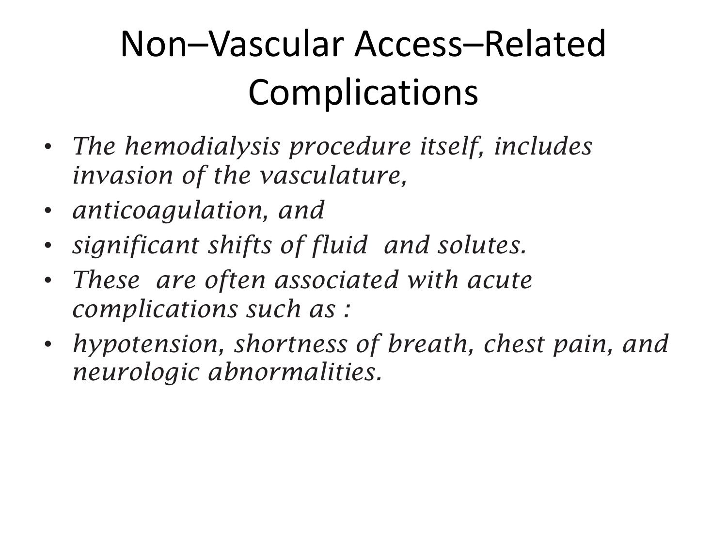# Non–Vascular Access–Related Complications

- *The hemodialysis procedure itself, includes invasion of the vasculature,*
- *anticoagulation, and*
- *significant shifts of fluid and solutes.*
- *These are often associated with acute complications such as :*
- *hypotension, shortness of breath, chest pain, and neurologic abnormalities.*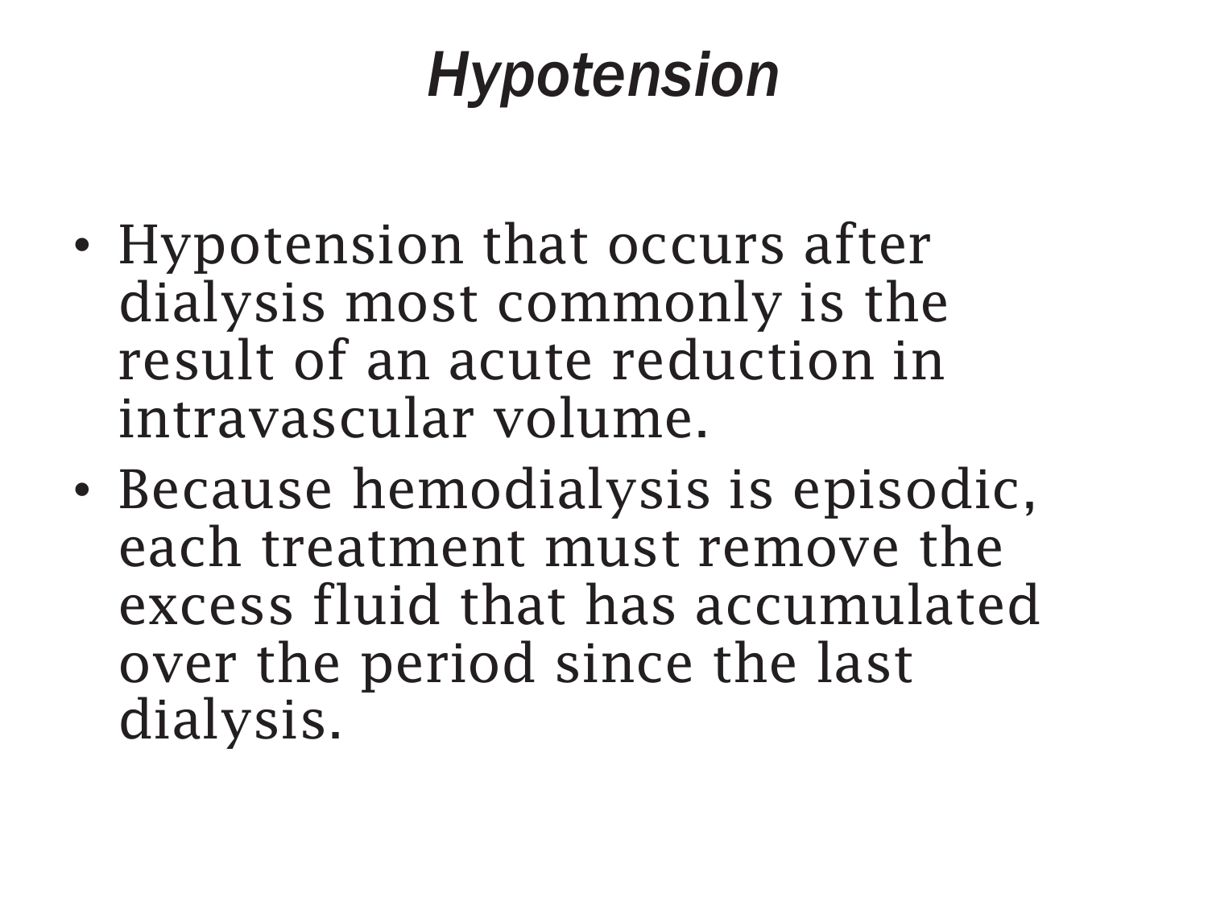# *Hypotension*

- Hypotension that occurs after dialysis most commonly is the result of an acute reduction in intravascular volume.
- Because hemodialysis is episodic, each treatment must remove the excess fluid that has accumulated over the period since the last dialysis.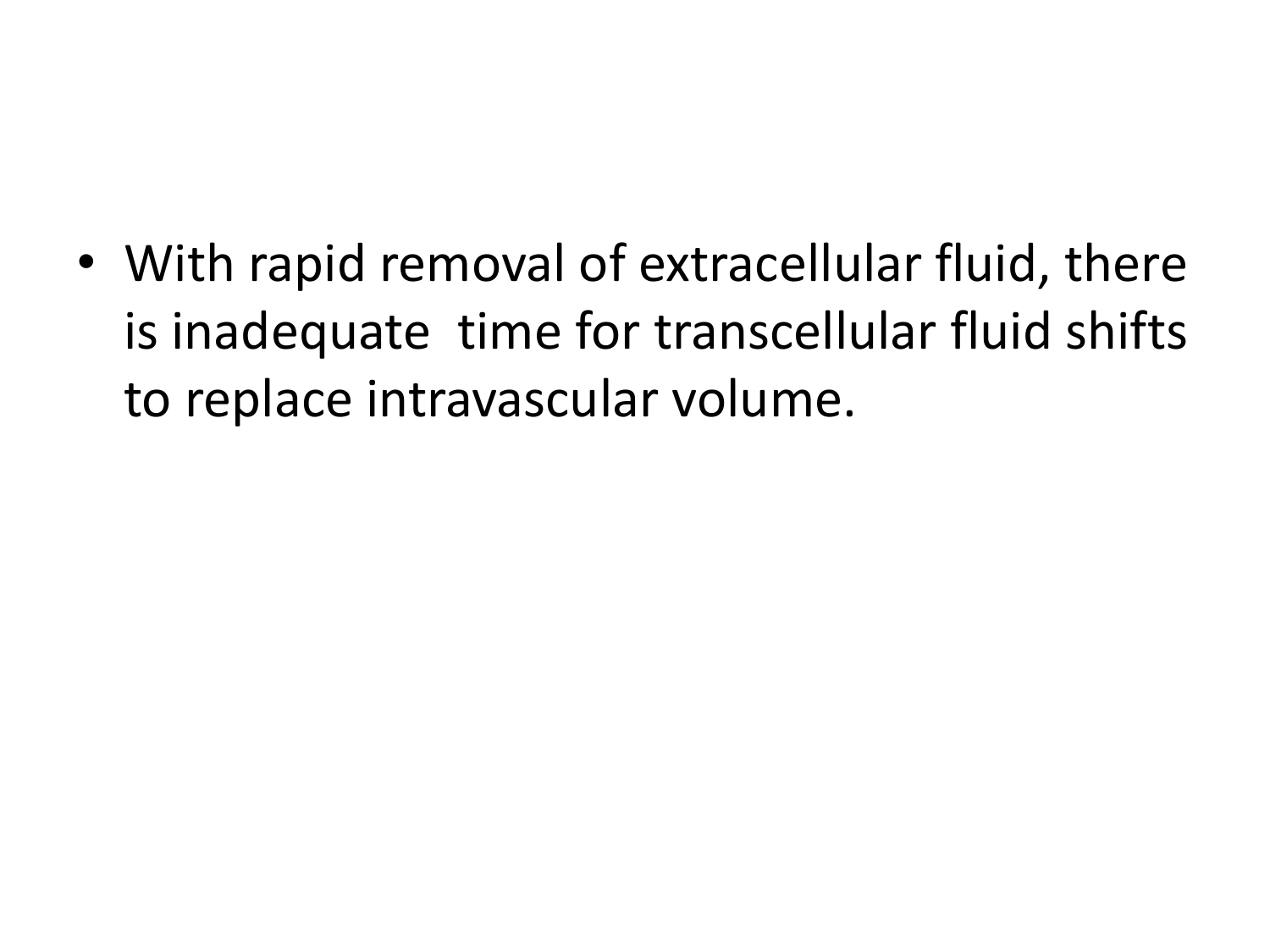- With rapid removal of extracellular fluid, there is inadequate time for transcellular fluid shifts to replace intravascular volume.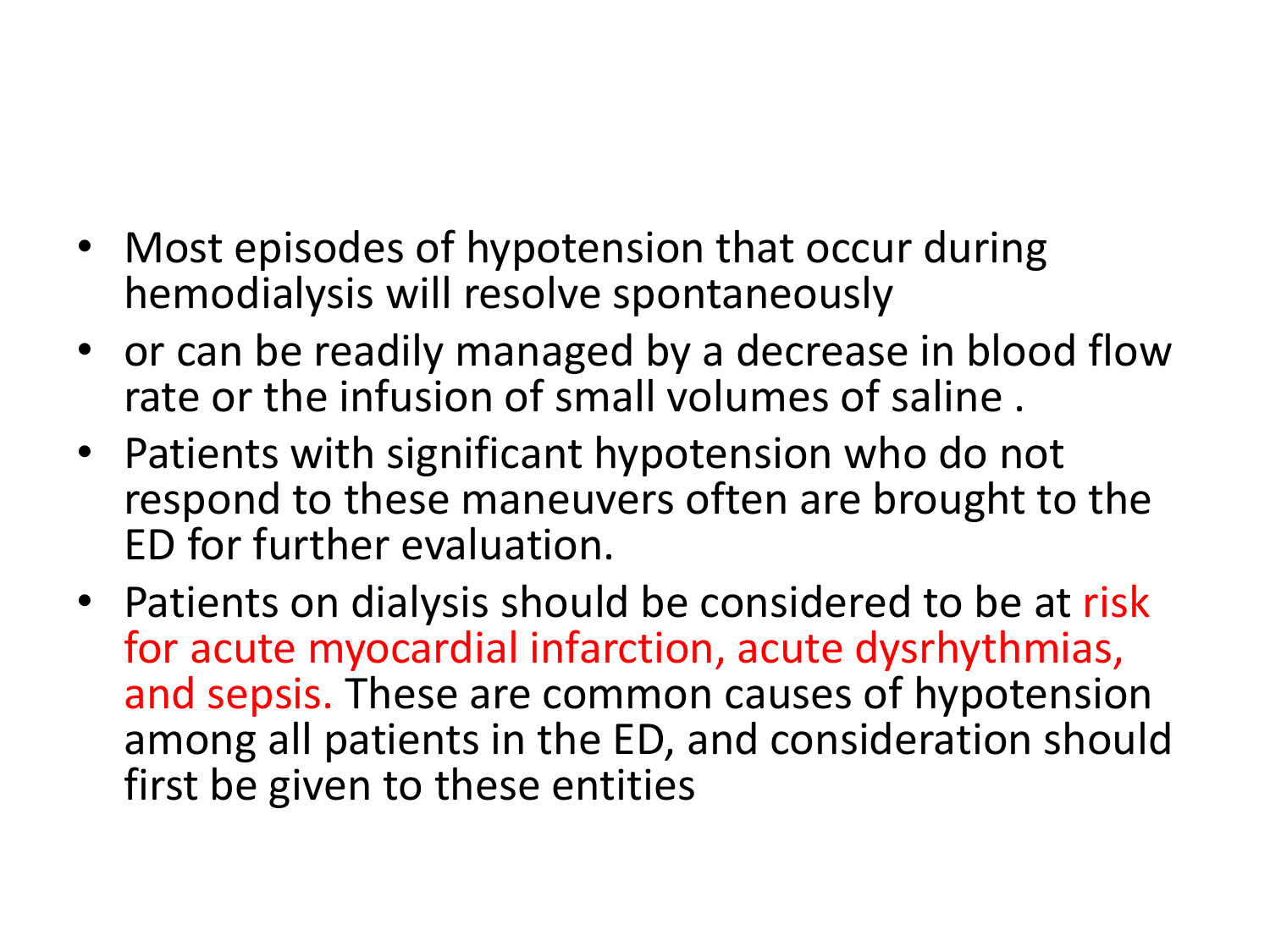- Most episodes of hypotension that occur during hemodialysis will resolve spontaneously
- or can be readily managed by a decrease in blood flow rate or the infusion of small volumes of saline .
- Patients with significant hypotension who do not respond to these maneuvers often are brought to the ED for further evaluation.
- Patients on dialysis should be considered to be at risk for acute myocardial infarction, acute dysrhythmias, and sepsis. These are common causes of hypotension among all patients in the ED, and consideration should first be given to these entities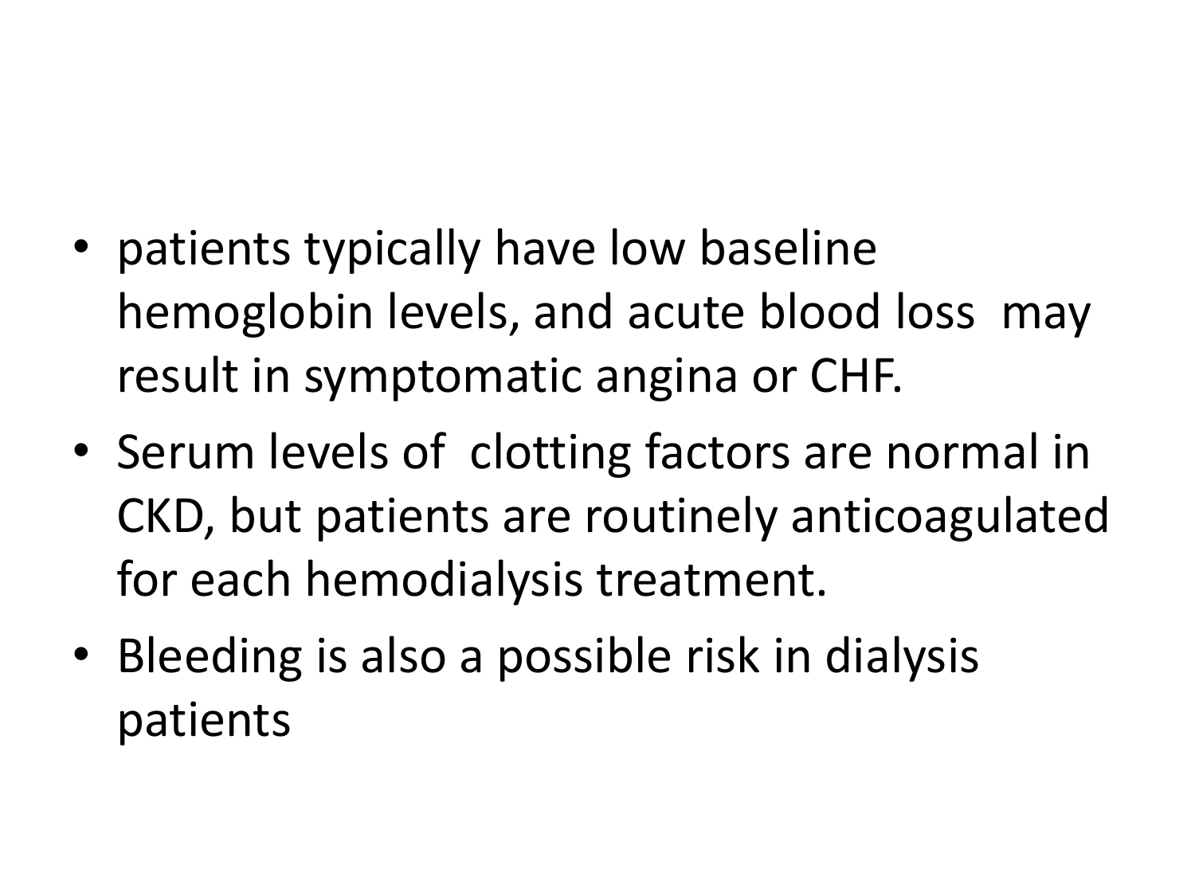- patients typically have low baseline hemoglobin levels, and acute blood loss may result in symptomatic angina or CHF.
- Serum levels of clotting factors are normal in CKD, but patients are routinely anticoagulated for each hemodialysis treatment.
- Bleeding is also a possible risk in dialysis patients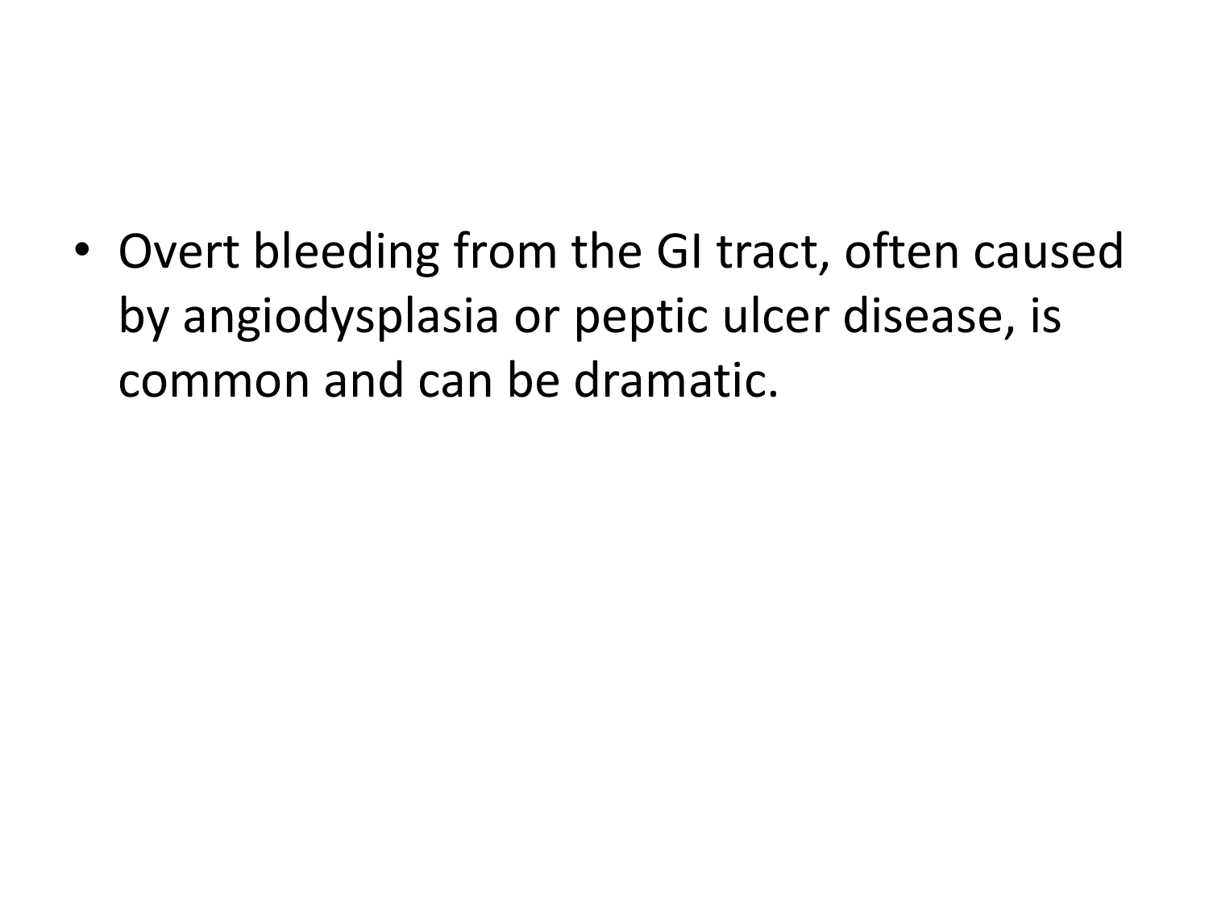- Overt bleeding from the GI tract, often caused by angiodysplasia or peptic ulcer disease, is common and can be dramatic.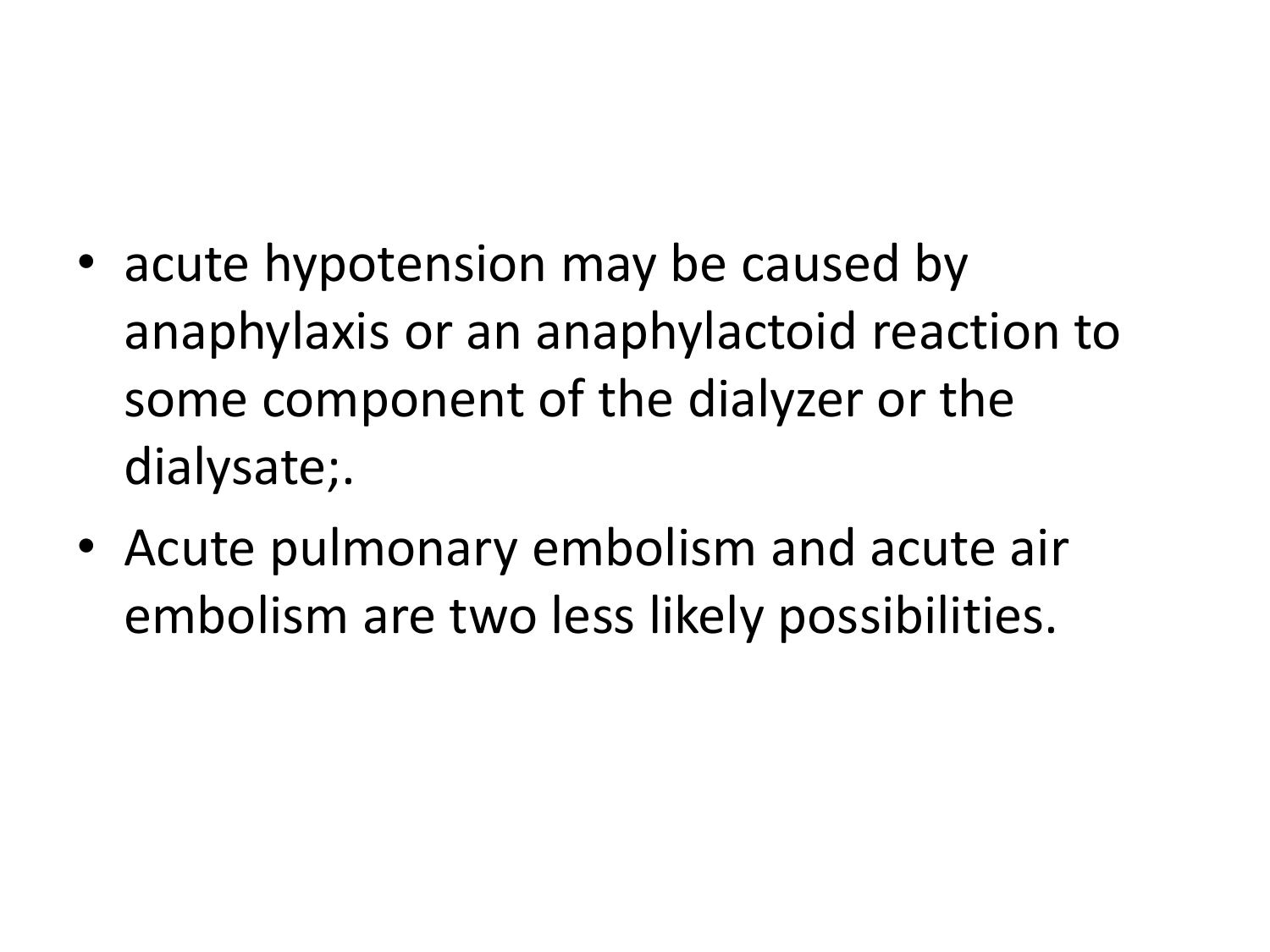- acute hypotension may be caused by anaphylaxis or an anaphylactoid reaction to some component of the dialyzer or the dialysate;.
- Acute pulmonary embolism and acute air embolism are two less likely possibilities.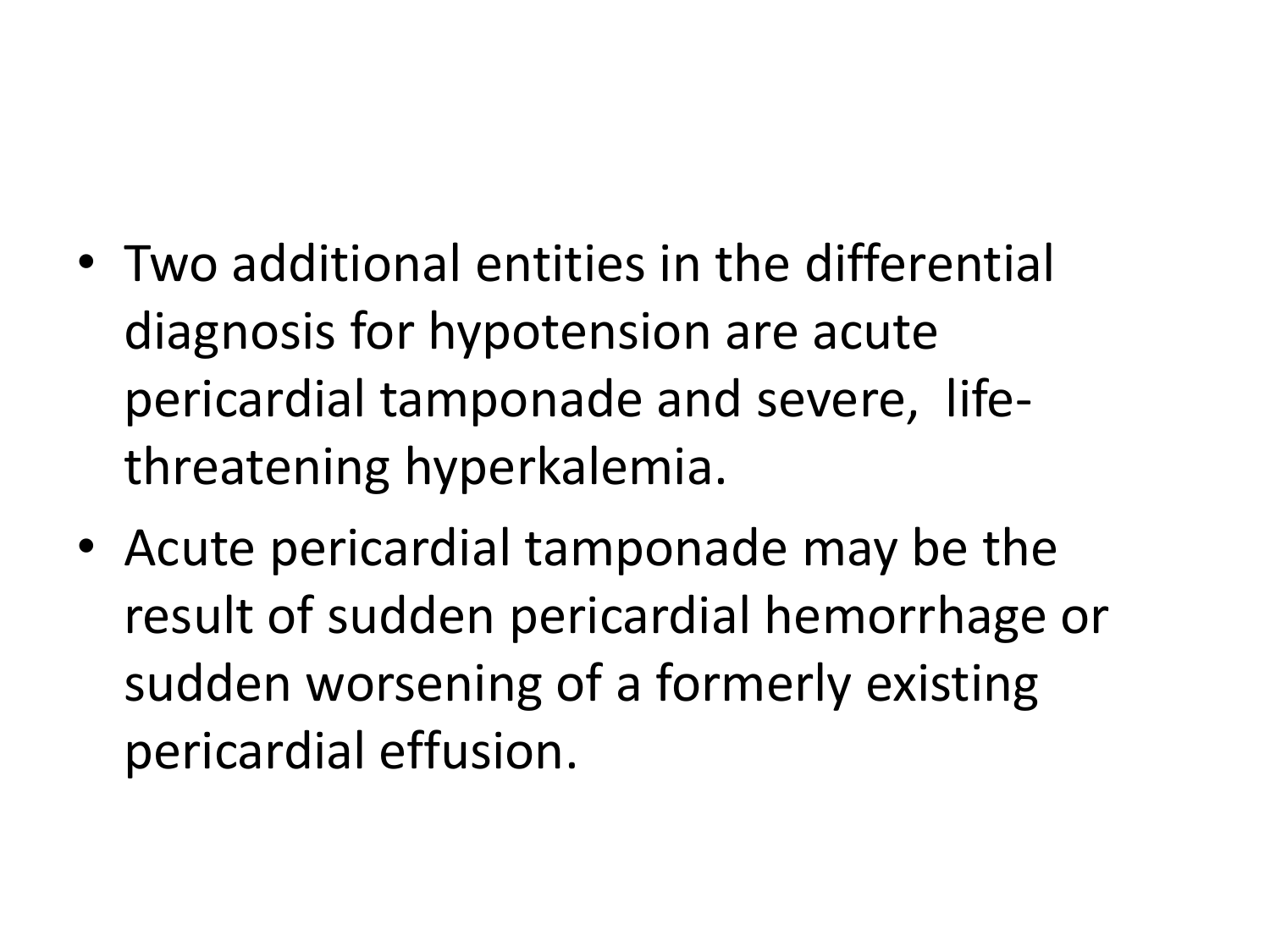- Two additional entities in the differential diagnosis for hypotension are acute pericardial tamponade and severe, life-threatening hyperkalemia.
- Acute pericardial tamponade may be the result of sudden pericardial hemorrhage or sudden worsening of a formerly existing pericardial effusion.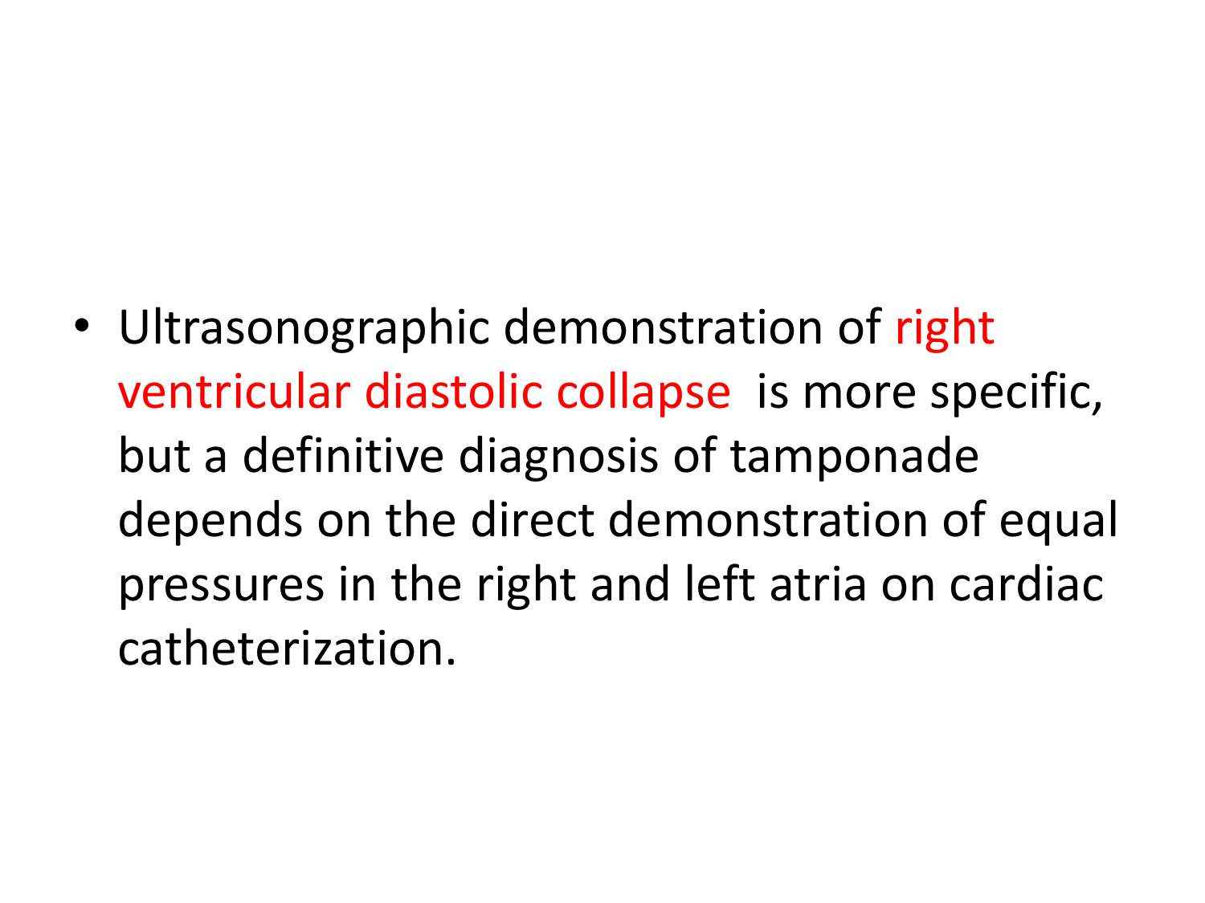- Ultrasonographic demonstration of right ventricular diastolic collapse is more specific, but a definitive diagnosis of tamponade depends on the direct demonstration of equal pressures in the right and left atria on cardiac catheterization.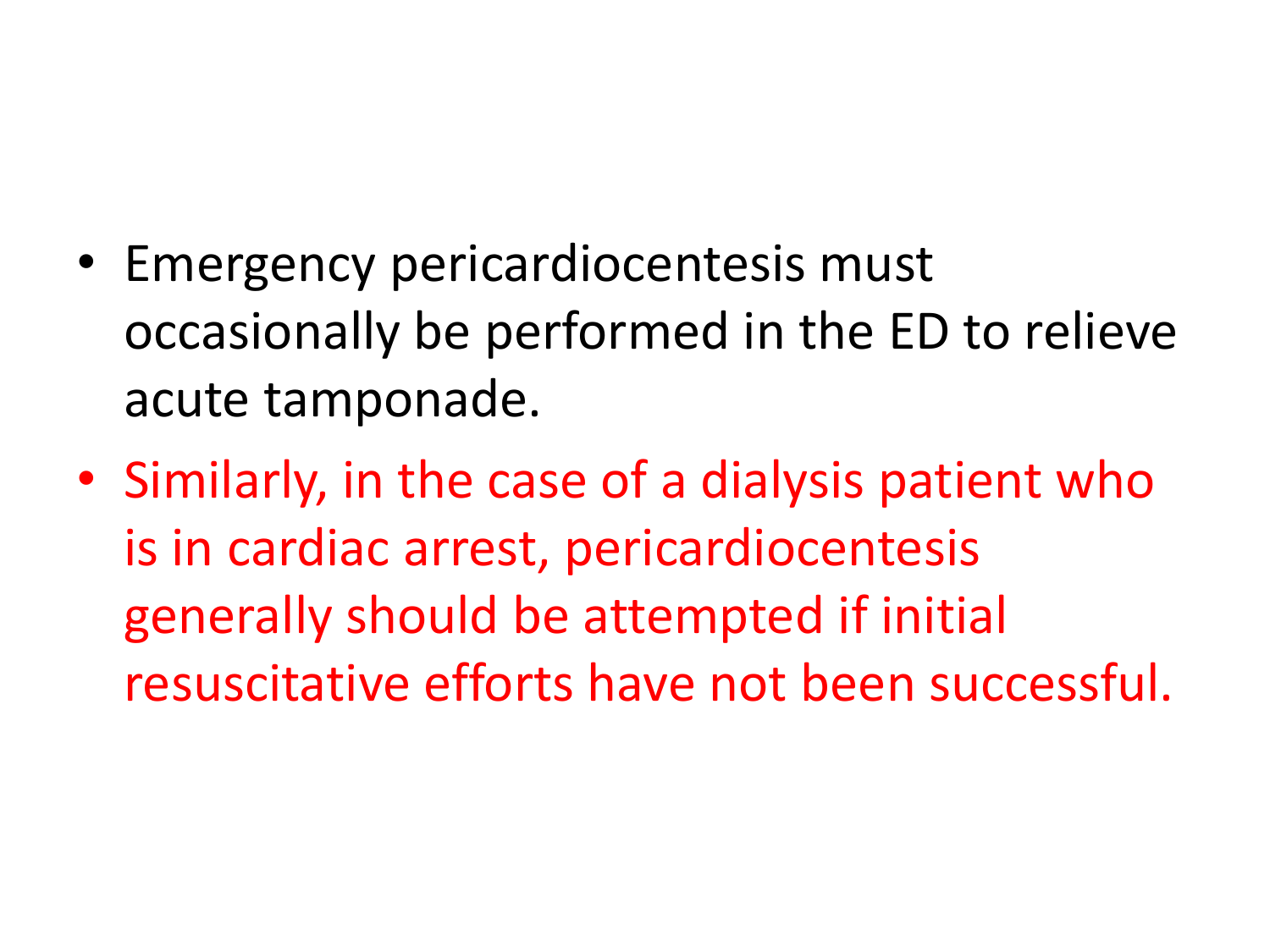- Emergency pericardiocentesis must occasionally be performed in the ED to relieve acute tamponade.
- Similarly, in the case of a dialysis patient who is in cardiac arrest, pericardiocentesis generally should be attempted if initial resuscitative efforts have not been successful.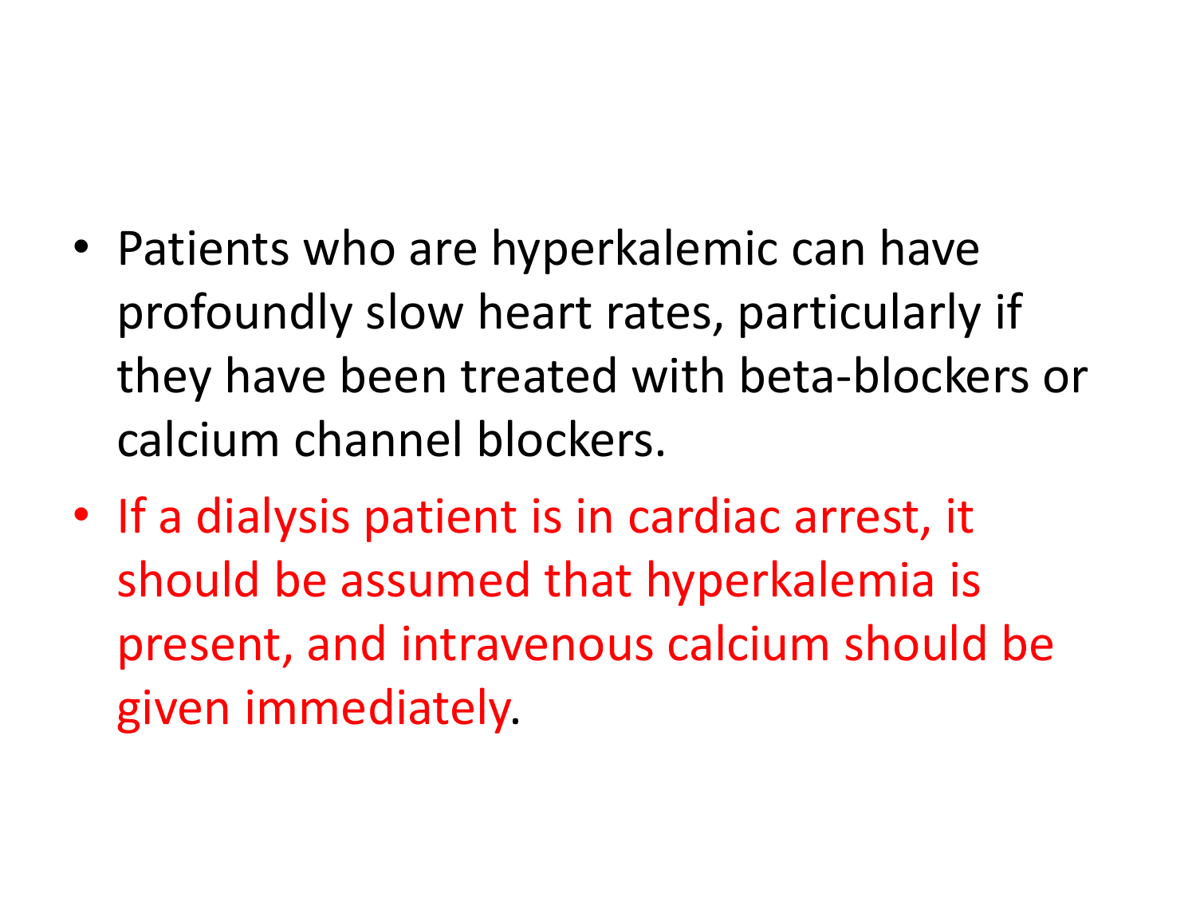- Patients who are hyperkalemic can have profoundly slow heart rates, particularly if they have been treated with beta-blockers or calcium channel blockers.
- If a dialysis patient is in cardiac arrest, it should be assumed that hyperkalemia is present, and intravenous calcium should be given immediately.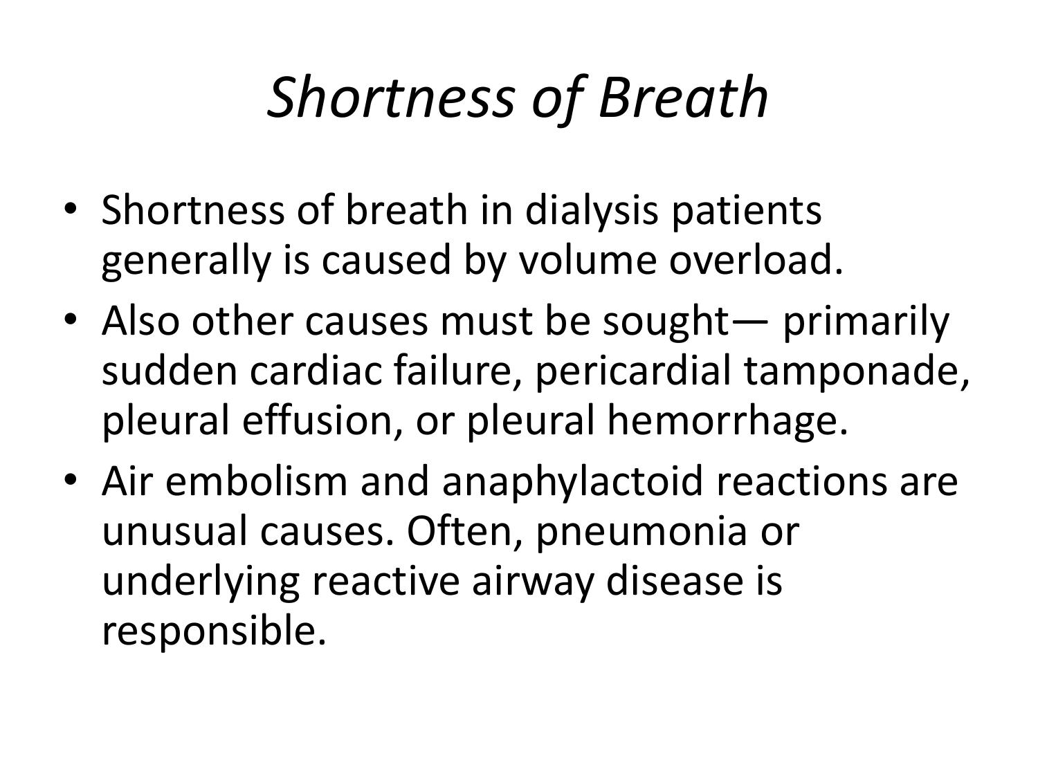# *Shortness of Breath*

- Shortness of breath in dialysis patients generally is caused by volume overload.
- Also other causes must be sought— primarily sudden cardiac failure, pericardial tamponade, pleural effusion, or pleural hemorrhage.
- Air embolism and anaphylactoid reactions are unusual causes. Often, pneumonia or underlying reactive airway disease is responsible.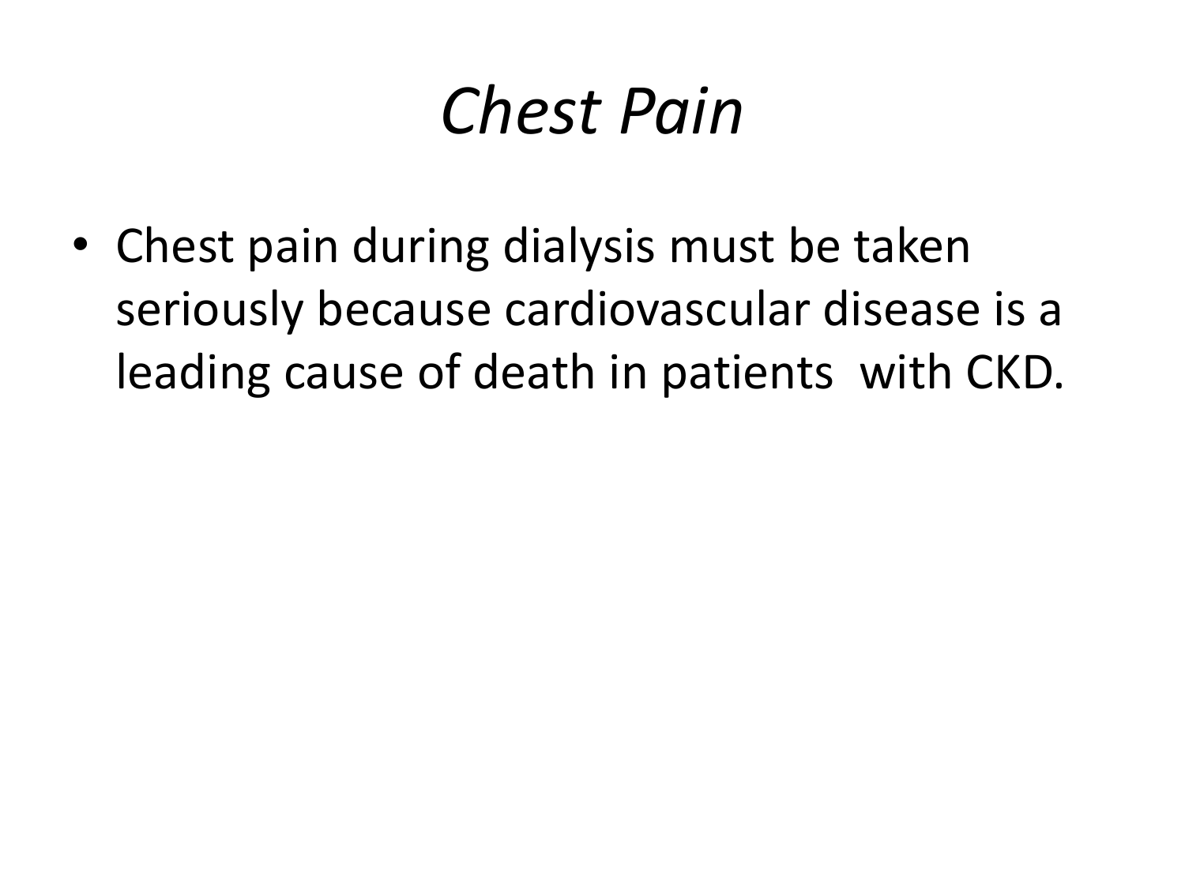# *Chest Pain*

- Chest pain during dialysis must be taken seriously because cardiovascular disease is a leading cause of death in patients  with CKD.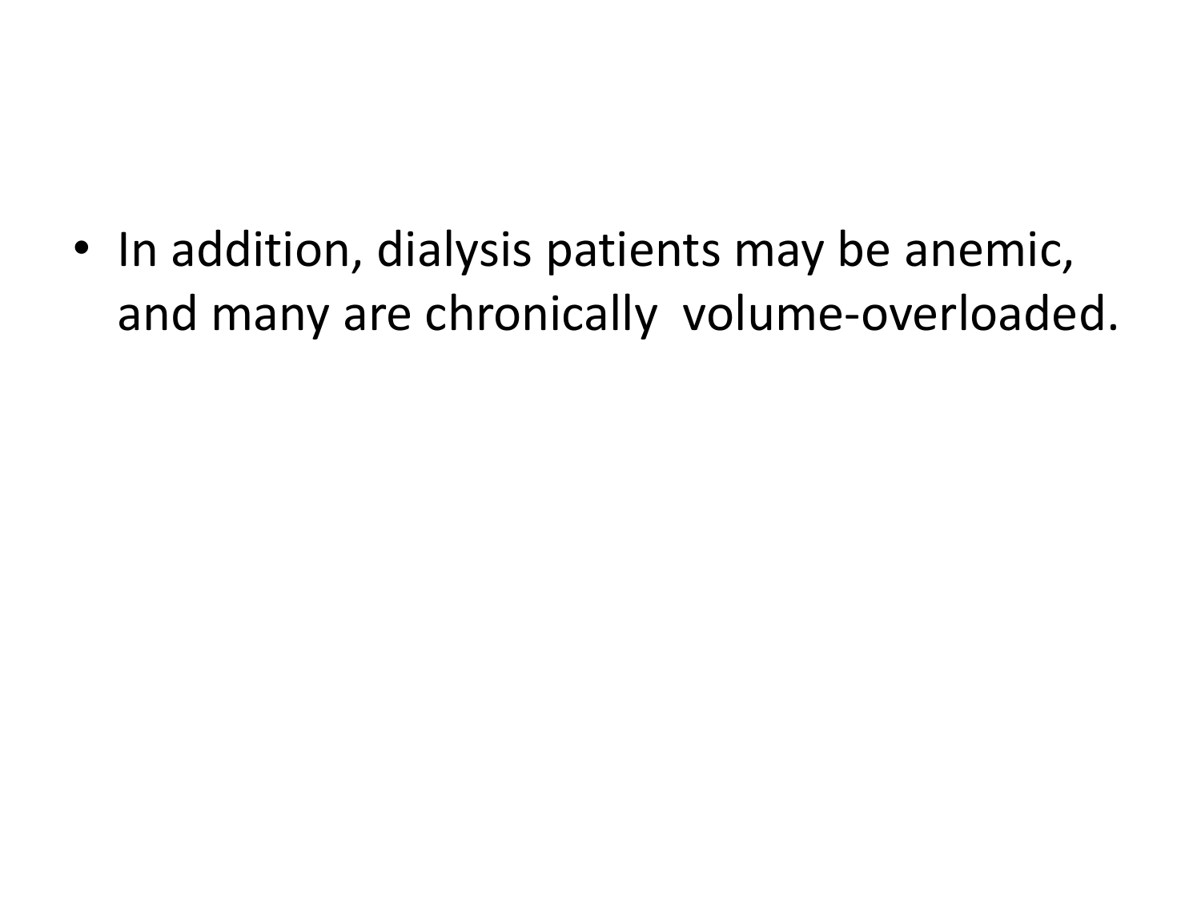- In addition, dialysis patients may be anemic, and many are chronically volume-overloaded.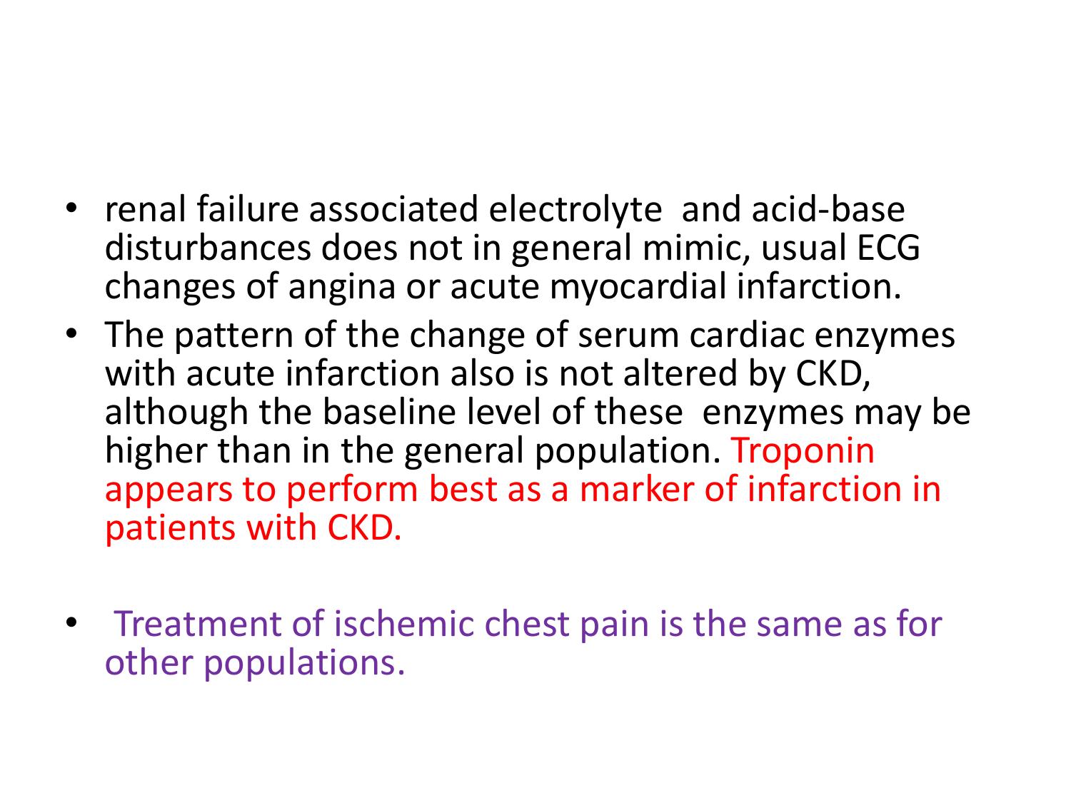- renal failure associated electrolyte and acid-base disturbances does not in general mimic, usual ECG changes of angina or acute myocardial infarction.
- The pattern of the change of serum cardiac enzymes with acute infarction also is not altered by CKD, although the baseline level of these enzymes may be higher than in the general population. Troponin appears to perform best as a marker of infarction in patients with CKD.
- Treatment of ischemic chest pain is the same as for other populations.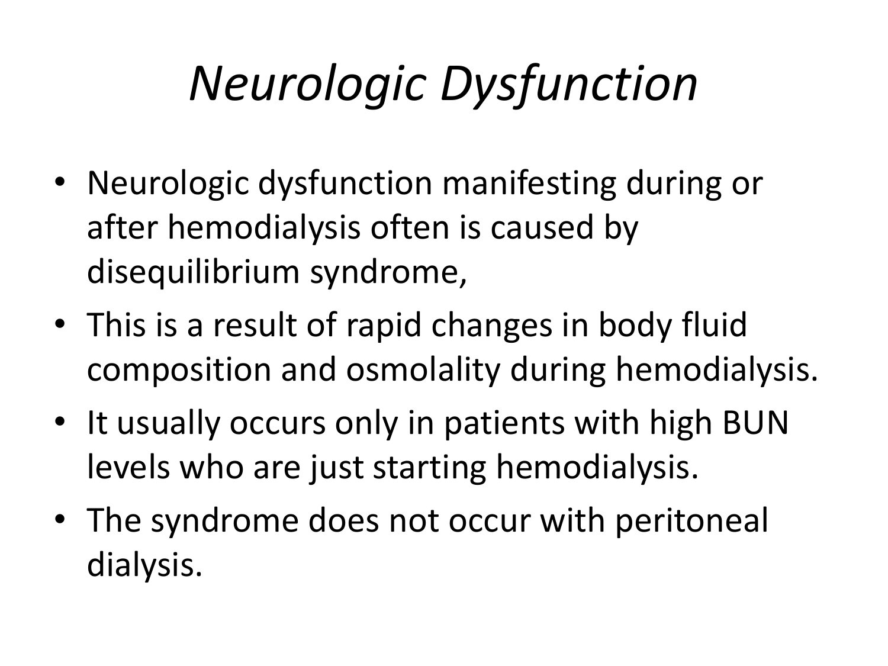# *Neurologic Dysfunction*

- Neurologic dysfunction manifesting during or after hemodialysis often is caused by disequilibrium syndrome,
- This is a result of rapid changes in body fluid composition and osmolality during hemodialysis.
- It usually occurs only in patients with high BUN levels who are just starting hemodialysis.
- The syndrome does not occur with peritoneal dialysis.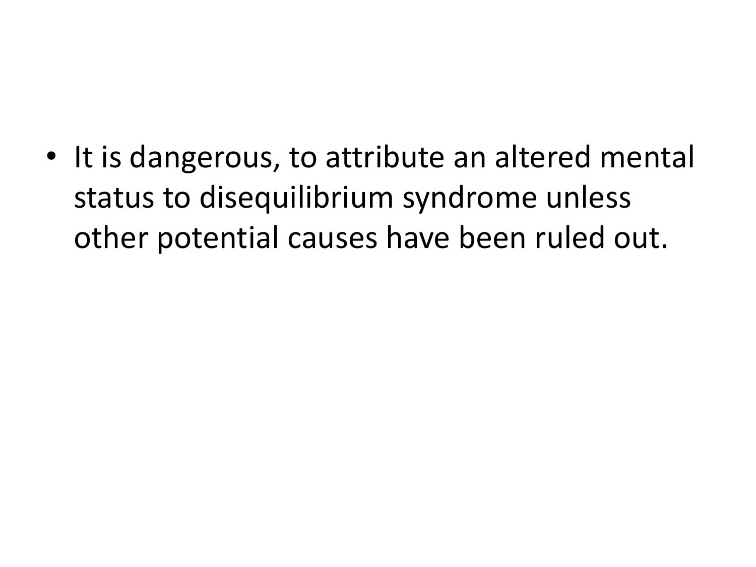- It is dangerous, to attribute an altered mental status to disequilibrium syndrome unless other potential causes have been ruled out.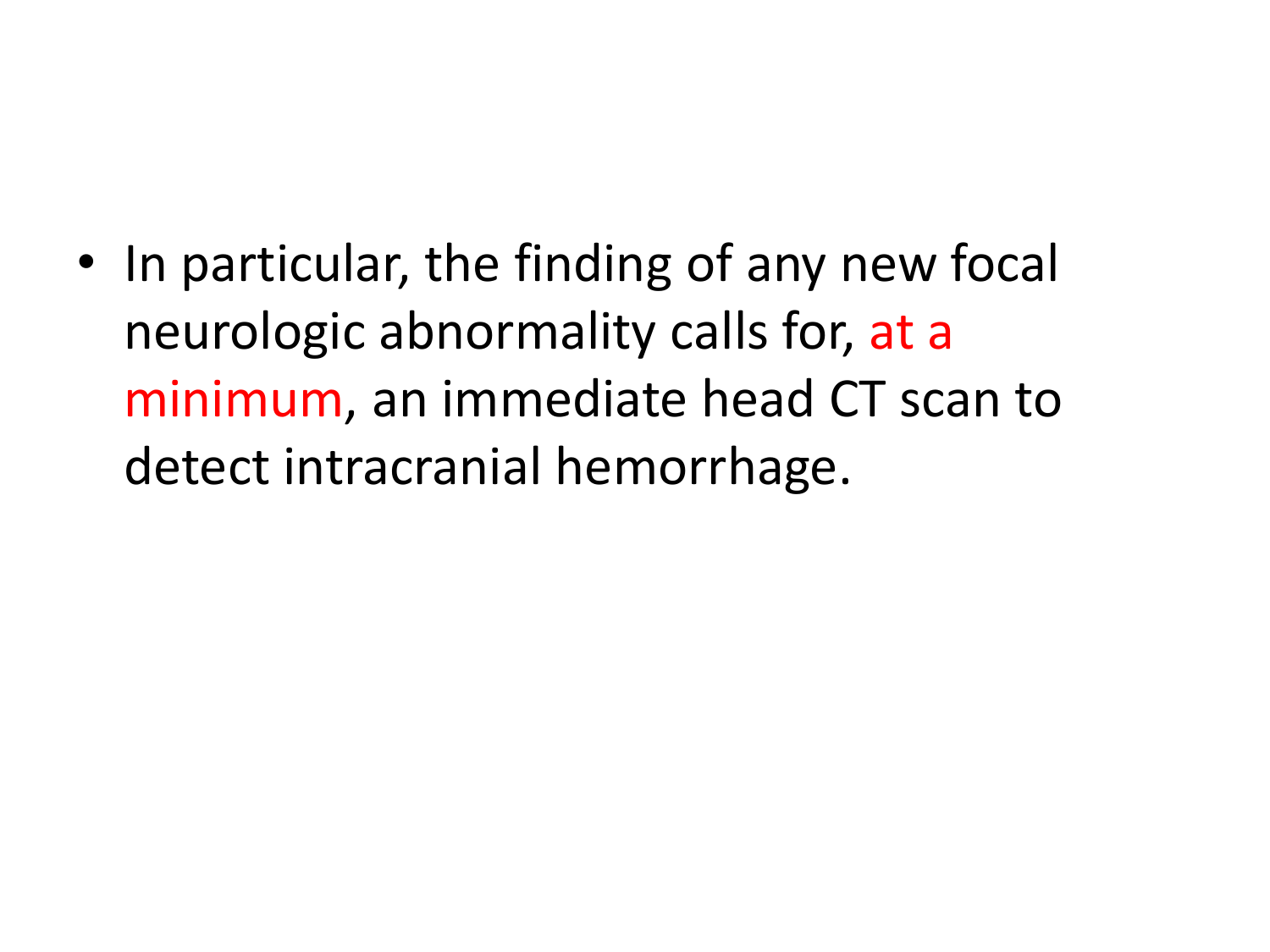- In particular, the finding of any new focal neurologic abnormality calls for, at a minimum, an immediate head CT scan to detect intracranial hemorrhage.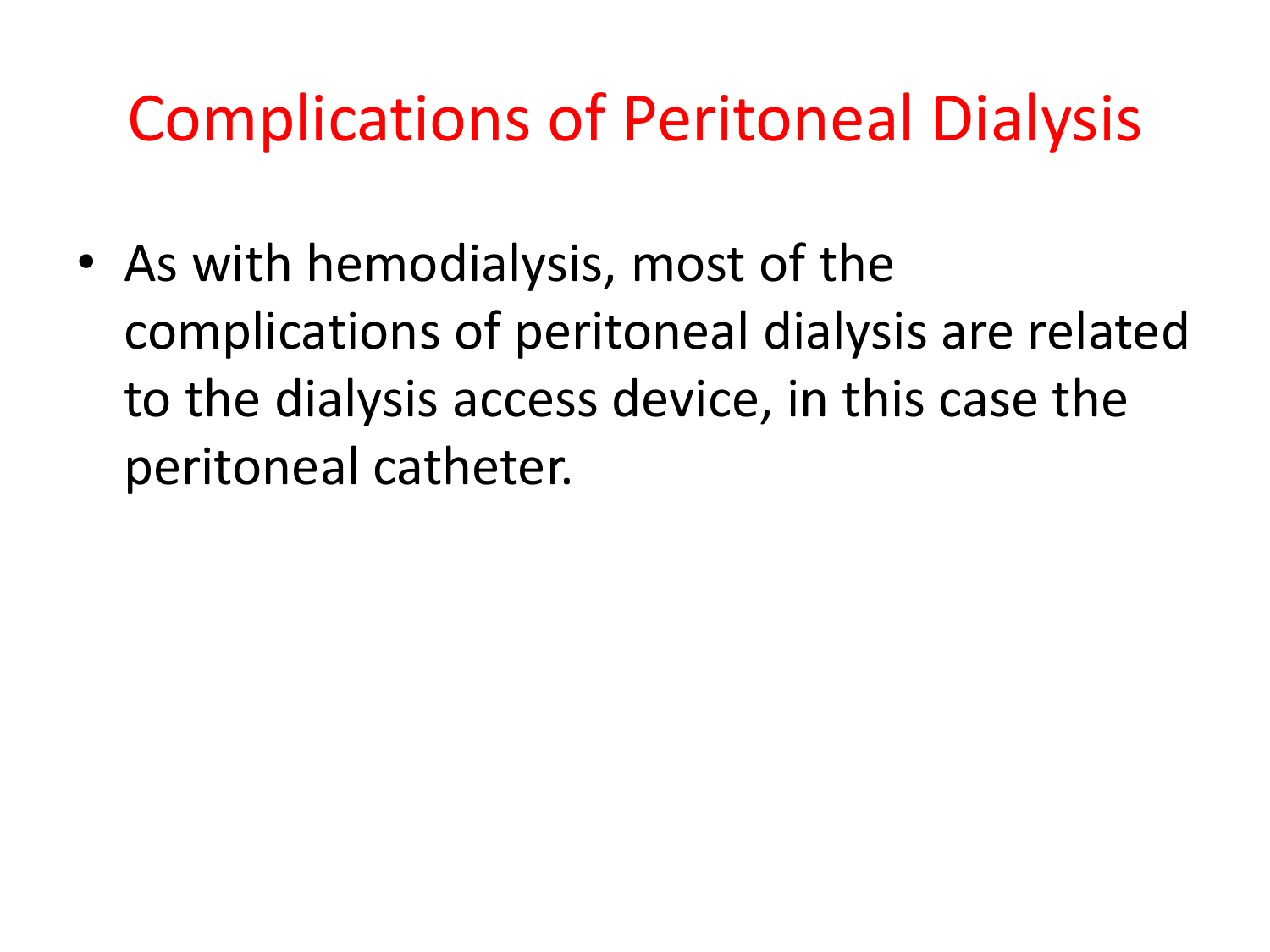# Complications of Peritoneal Dialysis

- As with hemodialysis, most of the complications of peritoneal dialysis are related to the dialysis access device, in this case the peritoneal catheter.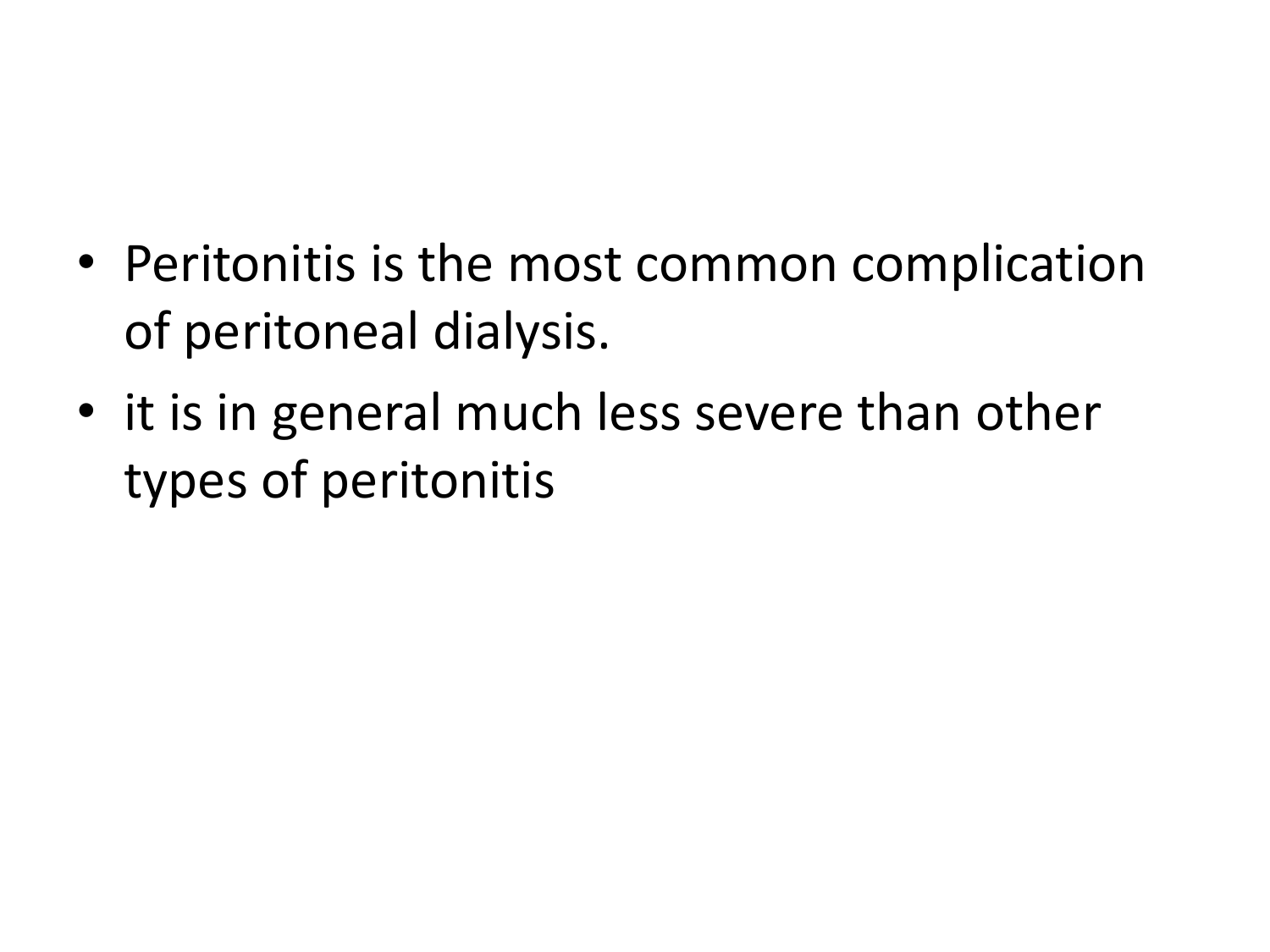- Peritonitis is the most common complication of peritoneal dialysis.
- it is in general much less severe than other types of peritonitis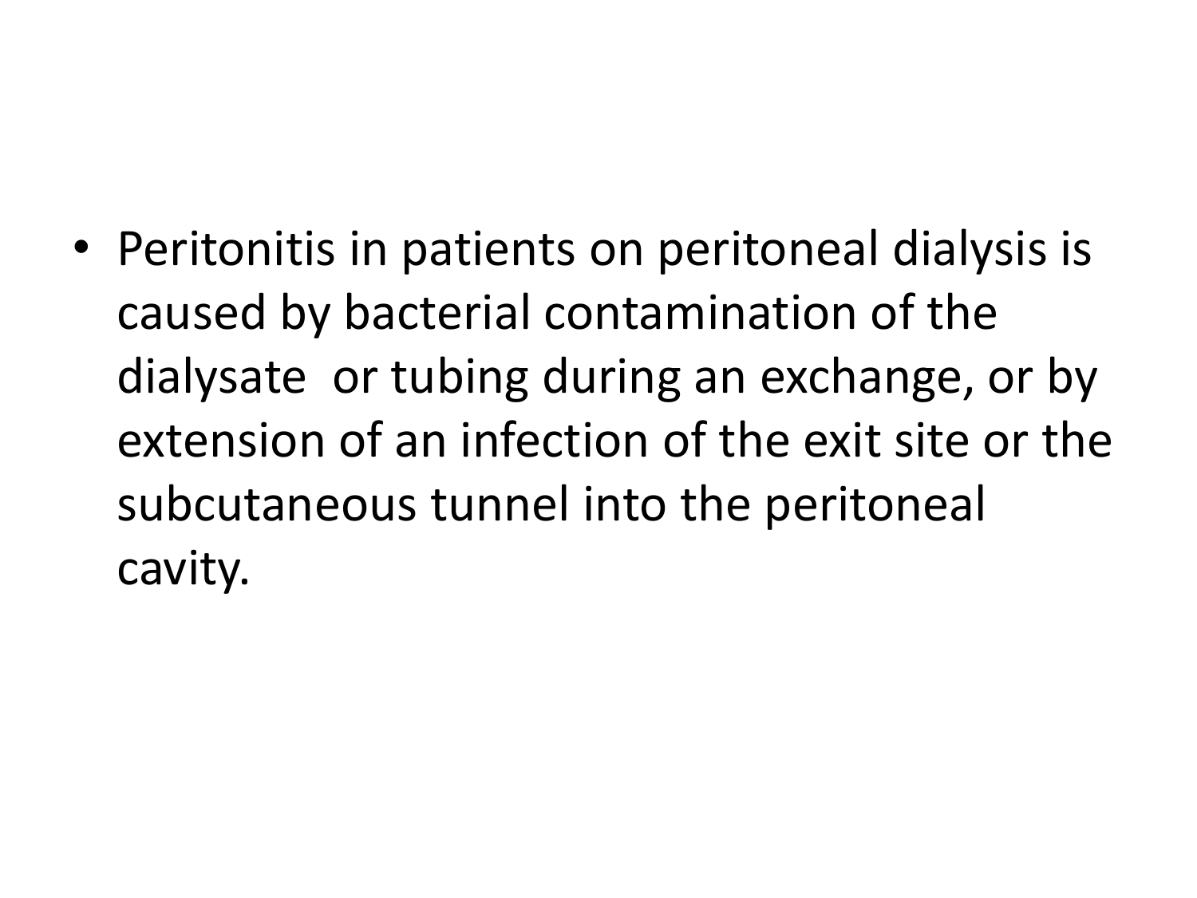- Peritonitis in patients on peritoneal dialysis is caused by bacterial contamination of the dialysate or tubing during an exchange, or by extension of an infection of the exit site or the subcutaneous tunnel into the peritoneal cavity.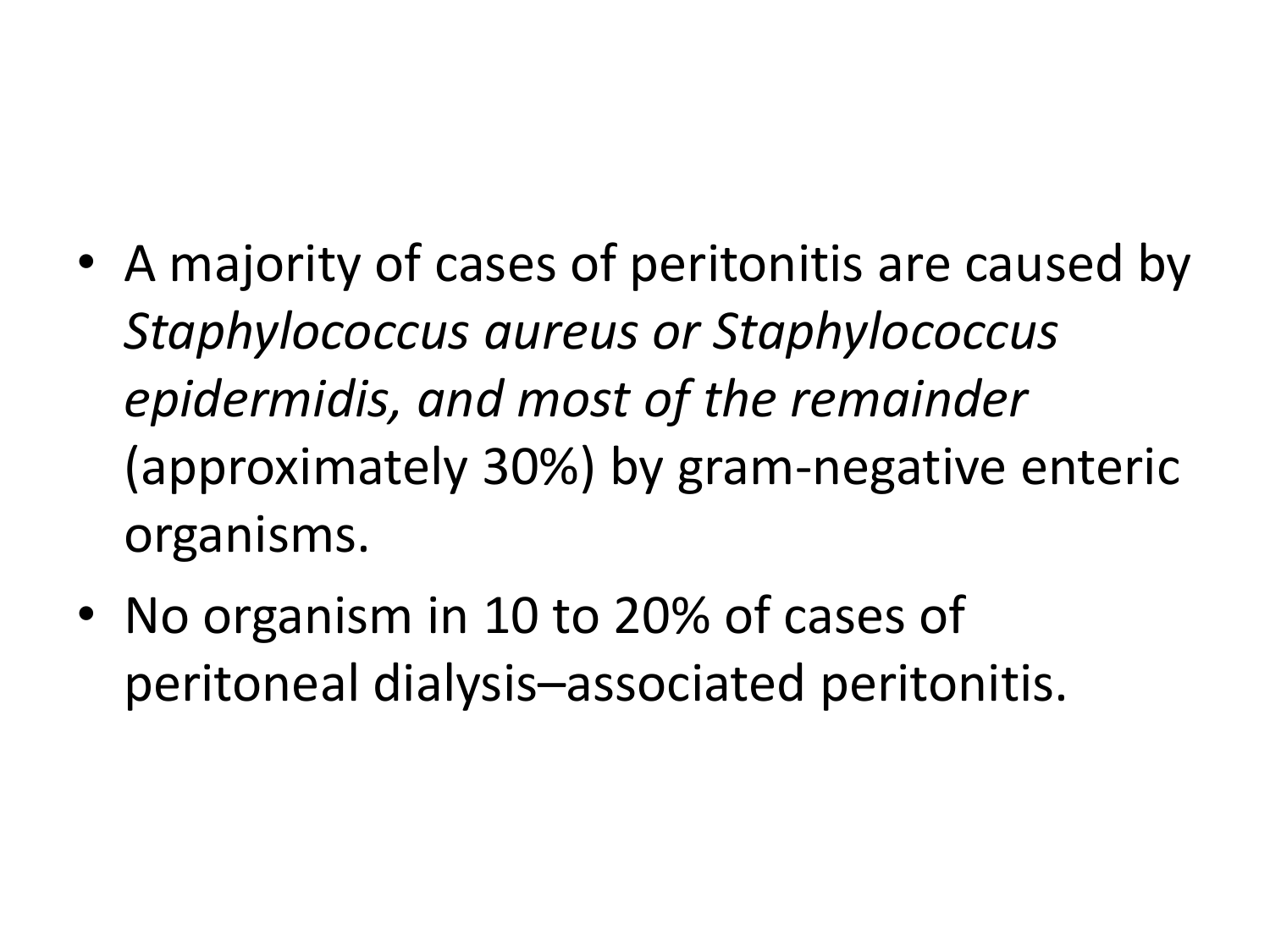- A majority of cases of peritonitis are caused by *Staphylococcus aureus or Staphylococcus epidermidis, and most of the remainder* (approximately 30%) by gram-negative enteric organisms.
- No organism in 10 to 20% of cases of peritoneal dialysis–associated peritonitis.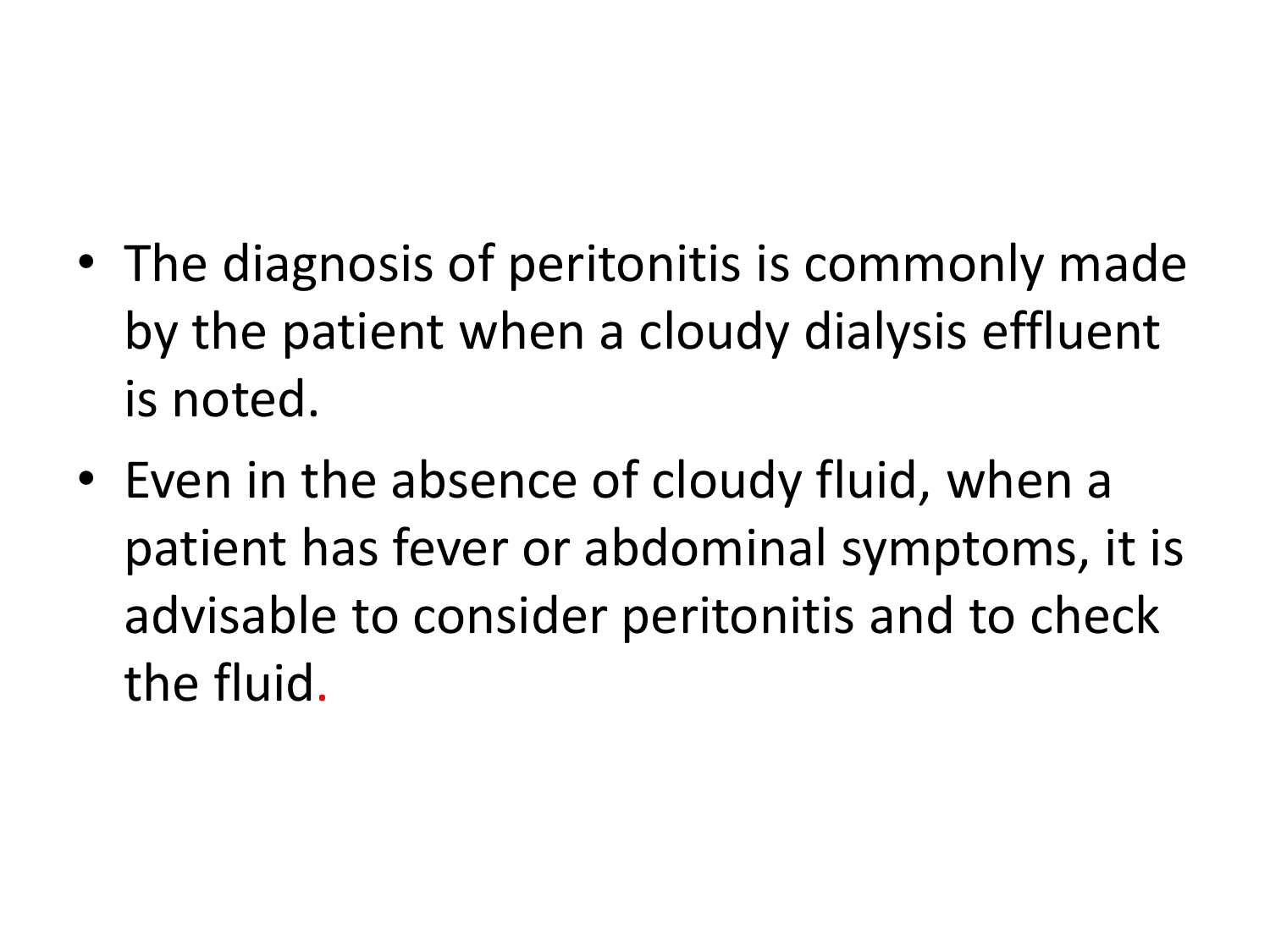- The diagnosis of peritonitis is commonly made by the patient when a cloudy dialysis effluent is noted.
- Even in the absence of cloudy fluid, when a patient has fever or abdominal symptoms, it is advisable to consider peritonitis and to check the fluid.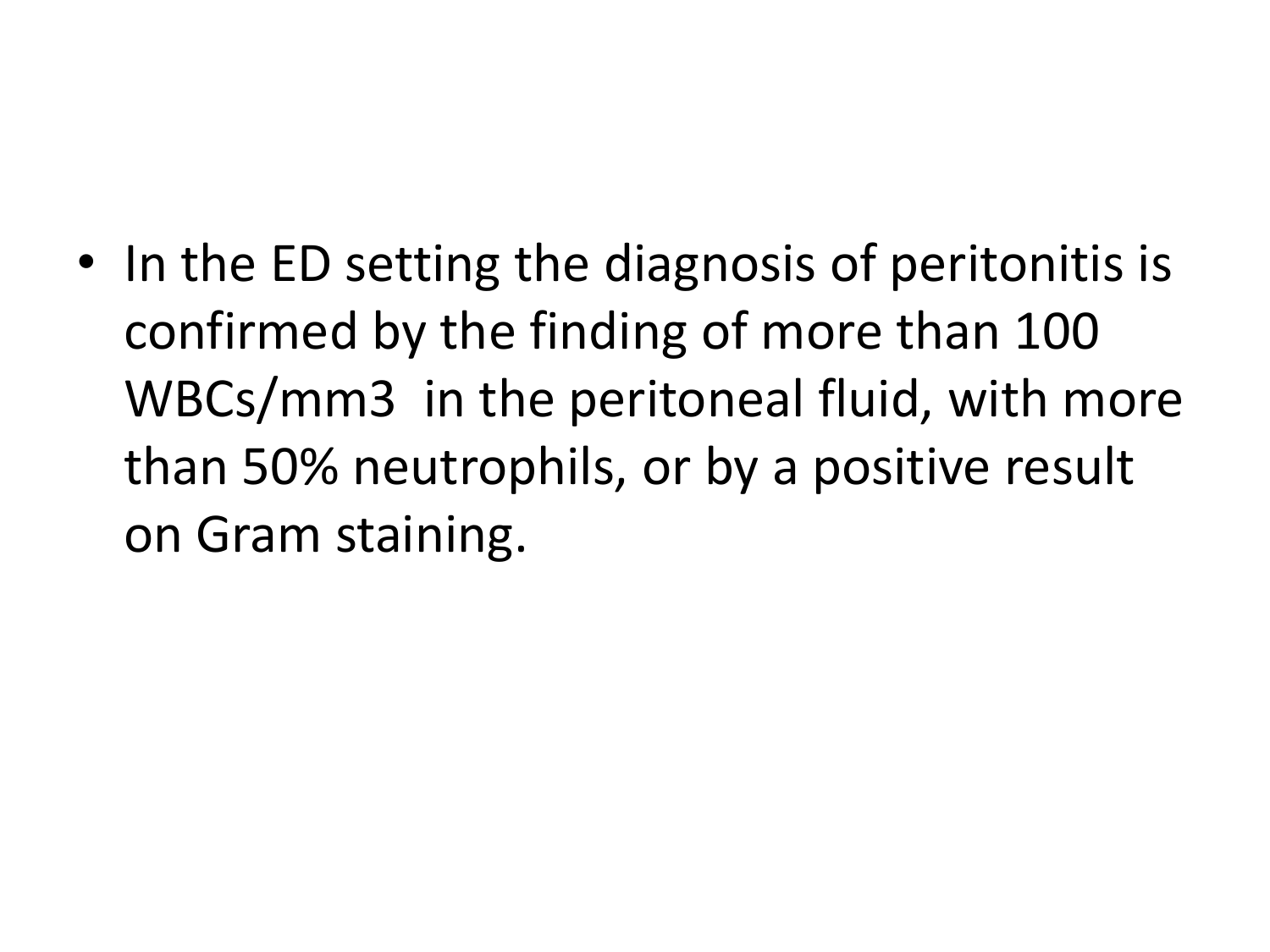- In the ED setting the diagnosis of peritonitis is confirmed by the finding of more than 100 WBCs/$mm^3$ in the peritoneal fluid, with more than 50% neutrophils, or by a positive result on Gram staining.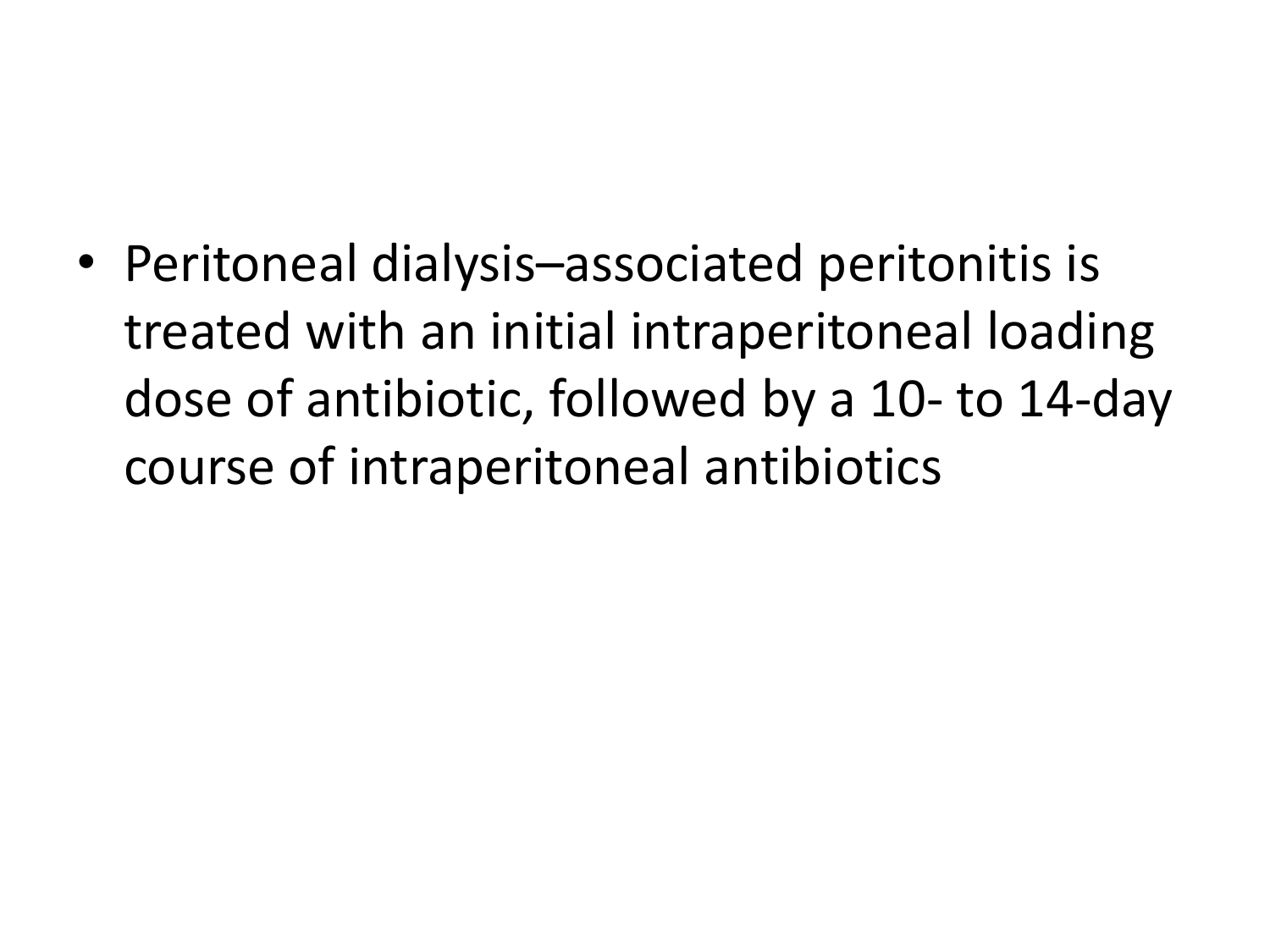- Peritoneal dialysis–associated peritonitis is treated with an initial intraperitoneal loading dose of antibiotic, followed by a 10- to 14-day course of intraperitoneal antibiotics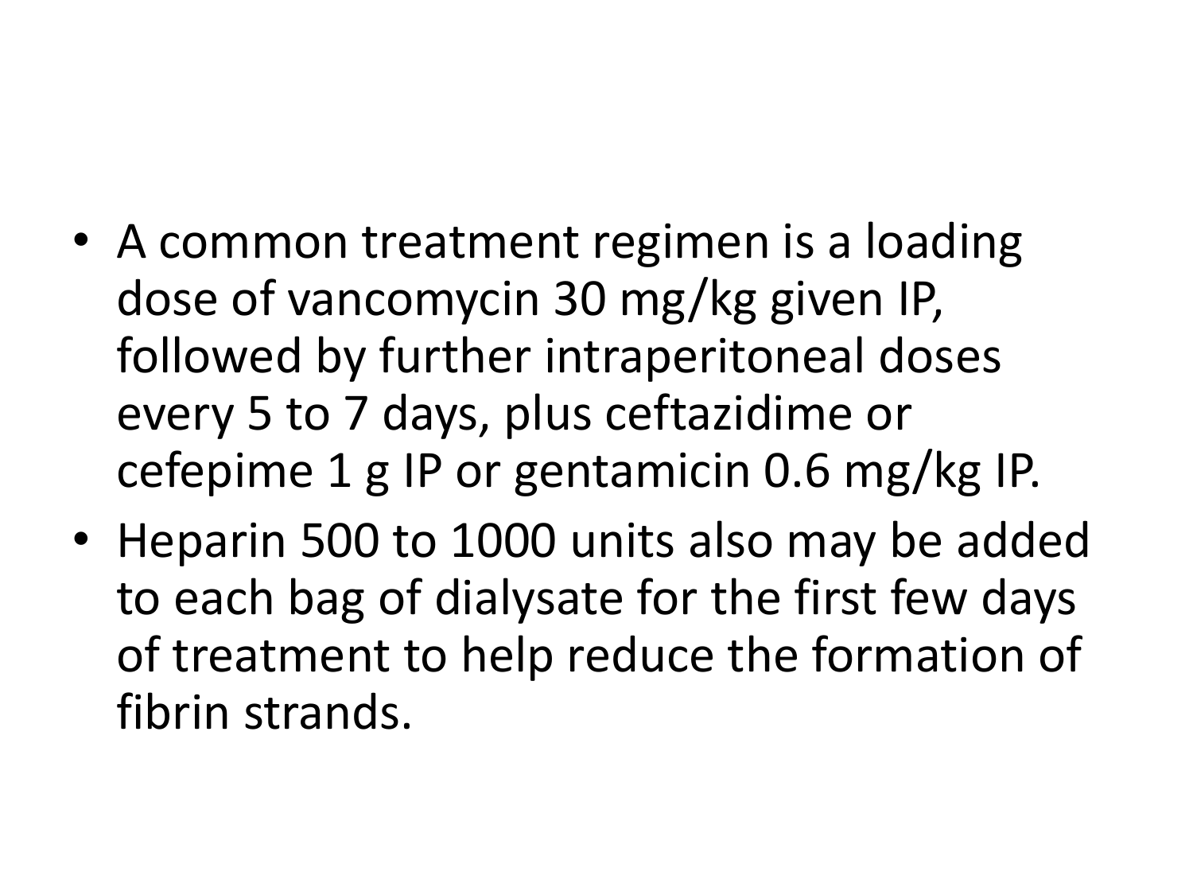- A common treatment regimen is a loading dose of vancomycin 30 mg/kg given IP, followed by further intraperitoneal doses every 5 to 7 days, plus ceftazidime or cefepime 1 g IP or gentamicin 0.6 mg/kg IP.
- Heparin 500 to 1000 units also may be added to each bag of dialysate for the first few days of treatment to help reduce the formation of fibrin strands.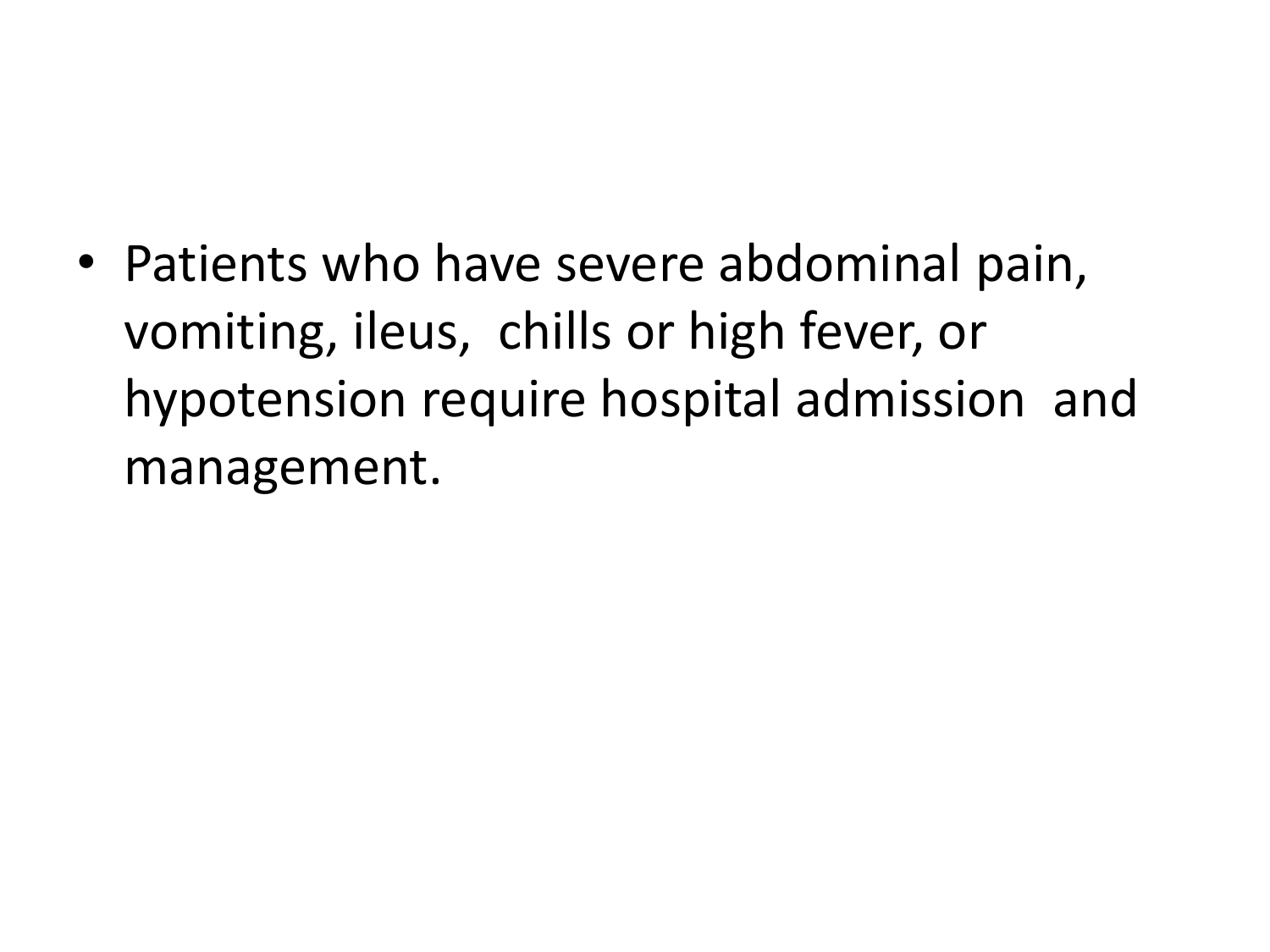- Patients who have severe abdominal pain, vomiting, ileus, chills or high fever, or hypotension require hospital admission and management.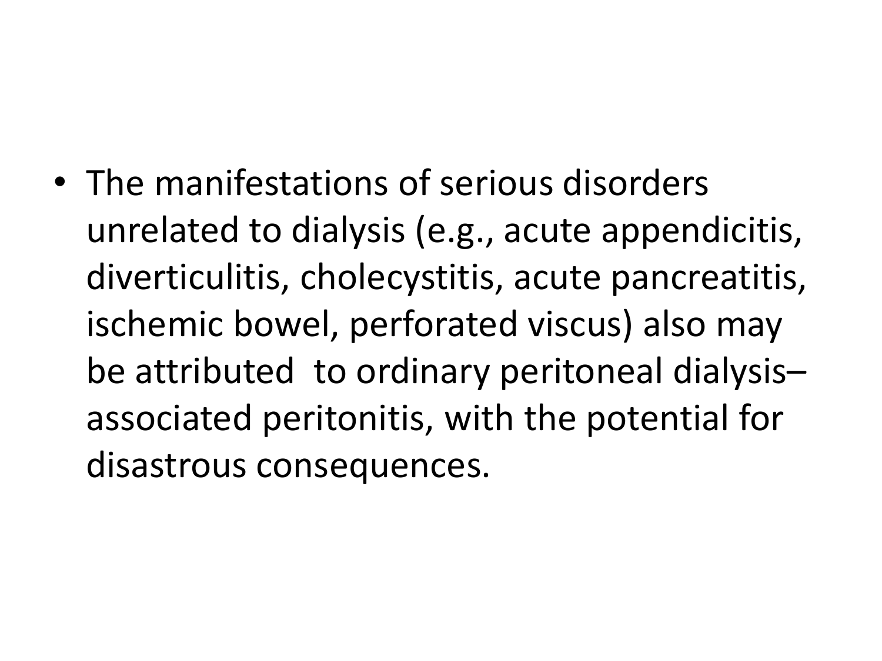- The manifestations of serious disorders unrelated to dialysis (e.g., acute appendicitis, diverticulitis, cholecystitis, acute pancreatitis, ischemic bowel, perforated viscus) also may be attributed to ordinary peritoneal dialysis–associated peritonitis, with the potential for disastrous consequences.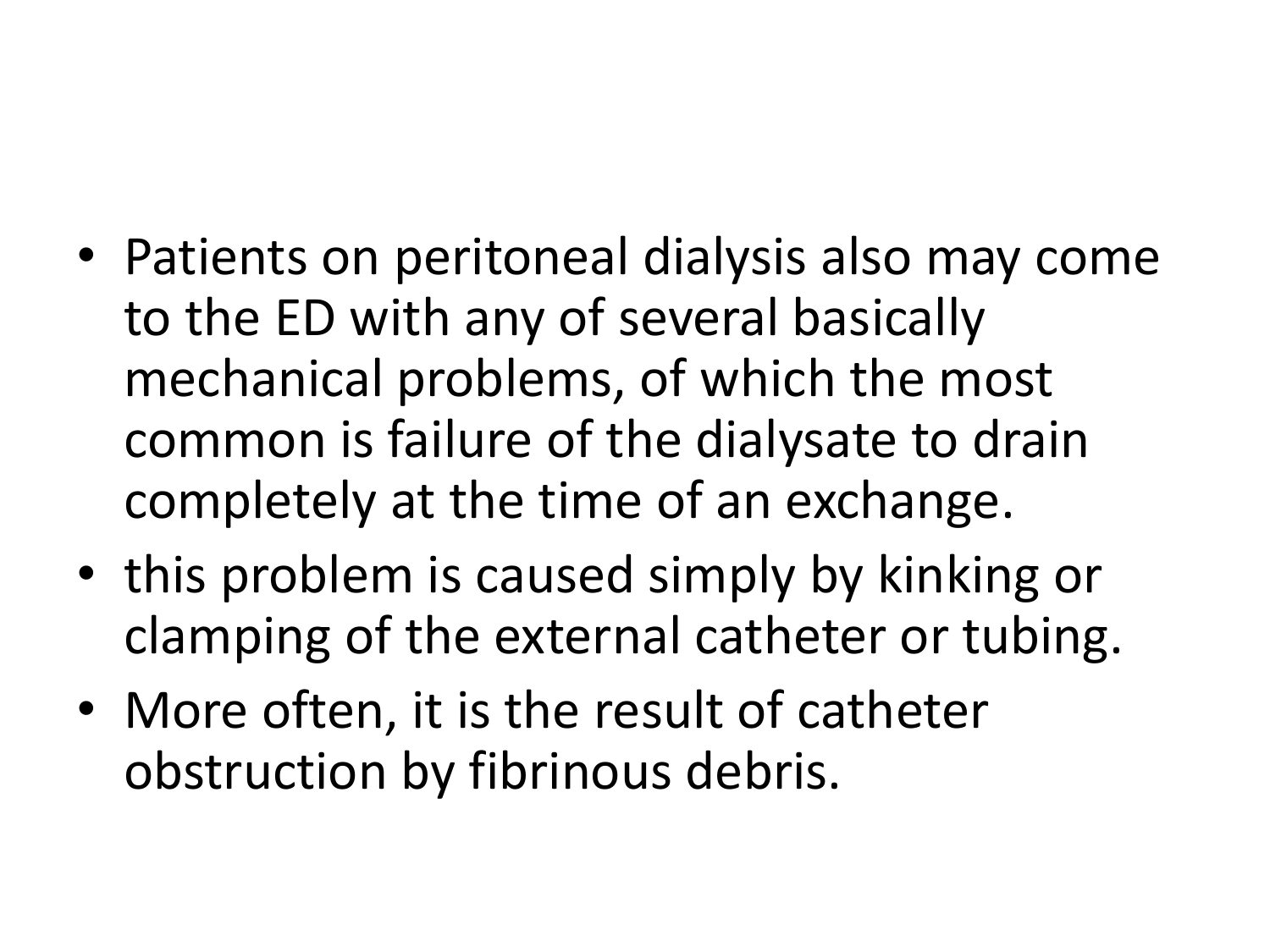- Patients on peritoneal dialysis also may come to the ED with any of several basically mechanical problems, of which the most common is failure of the dialysate to drain completely at the time of an exchange.
- this problem is caused simply by kinking or clamping of the external catheter or tubing.
- More often, it is the result of catheter obstruction by fibrinous debris.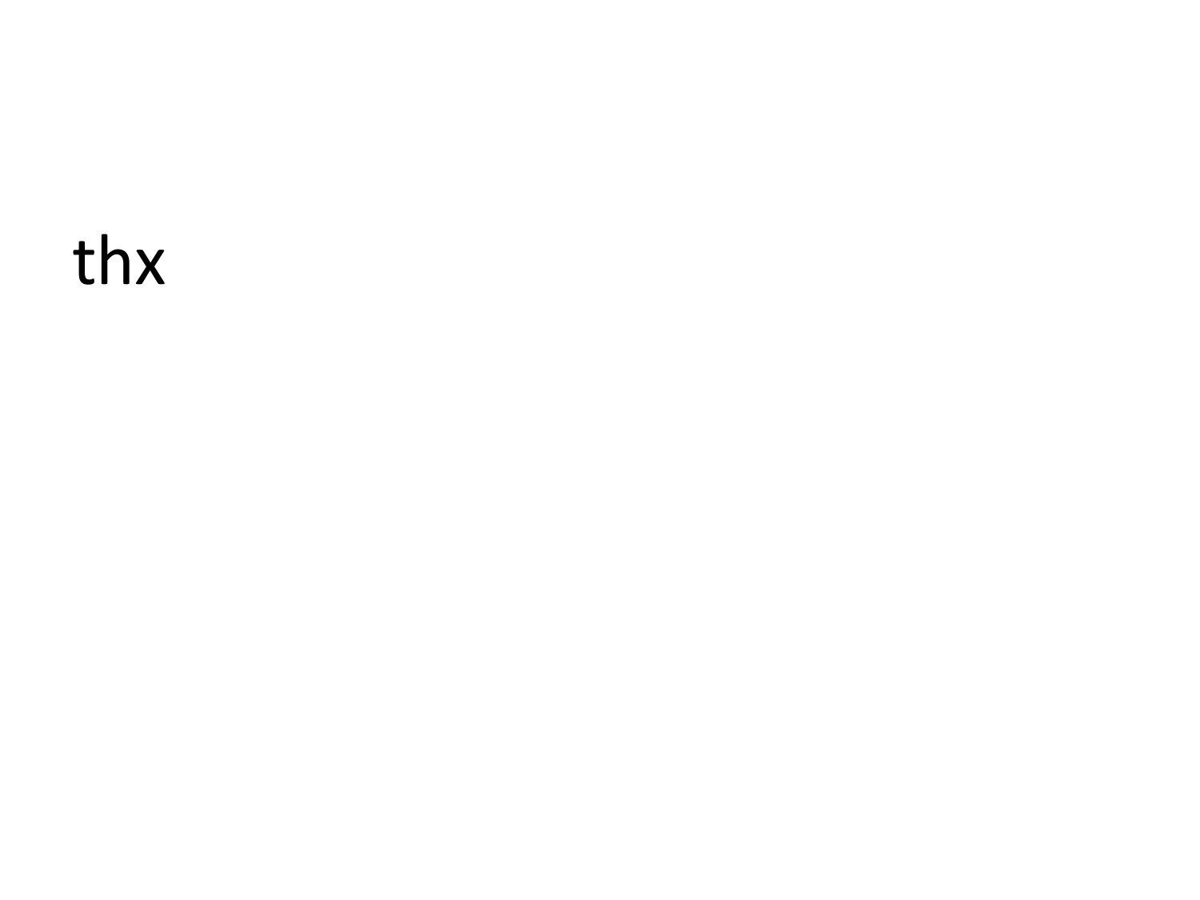thx